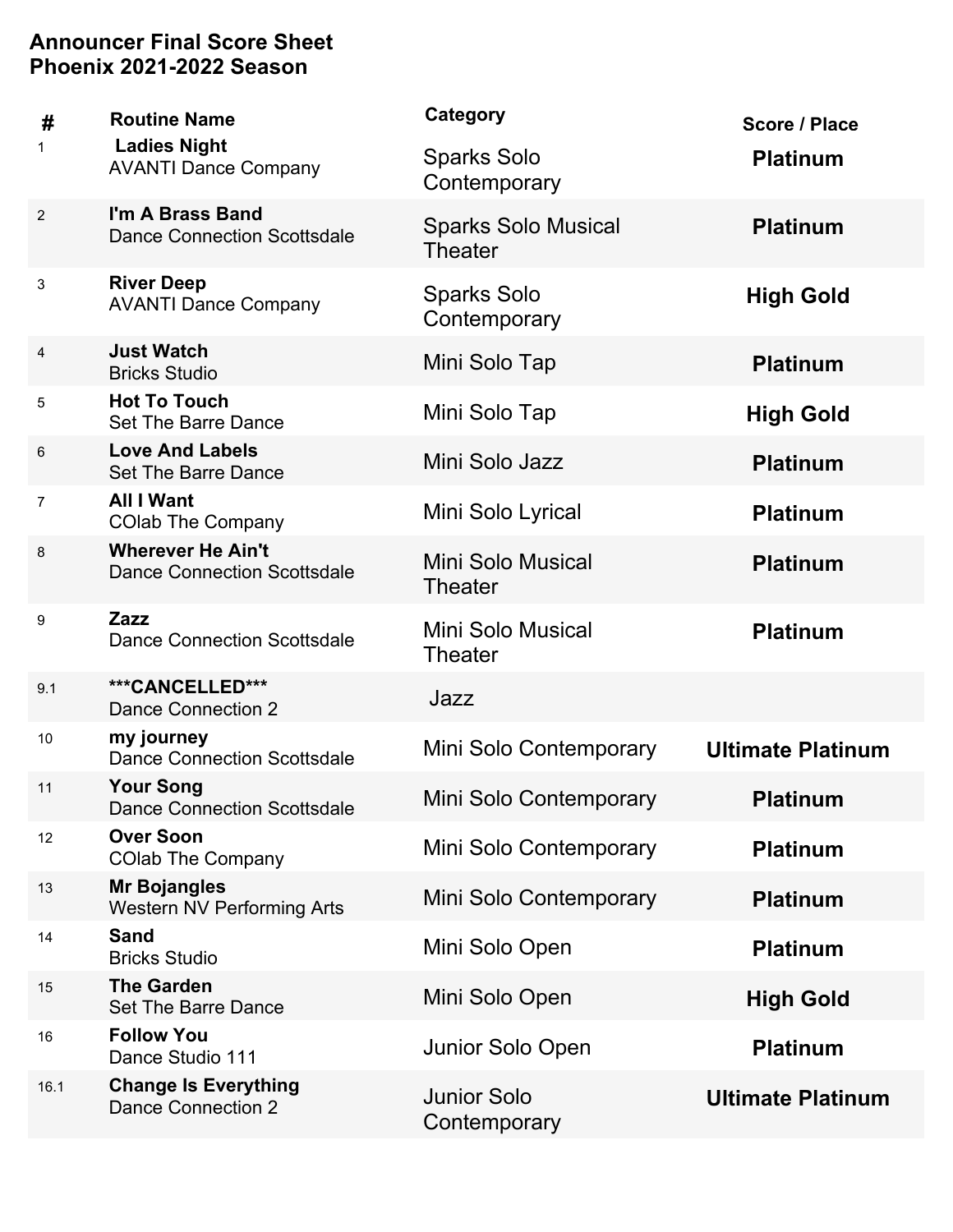## Announcer Final Score Sheet
## Phoenix 2021-2022 Season

| # | Routine Name | Category | Score / Place |
|---|---|---|---|
| 1 | **Ladies Night**<br>AVANTI Dance Company | Sparks Solo Contemporary | **Platinum** |
| 2 | **I'm A Brass Band**<br>Dance Connection Scottsdale | Sparks Solo Musical Theater | **Platinum** |
| 3 | **River Deep**<br>AVANTI Dance Company | Sparks Solo Contemporary | **High Gold** |
| 4 | **Just Watch**<br>Bricks Studio | Mini Solo Tap | **Platinum** |
| 5 | **Hot To Touch**<br>Set The Barre Dance | Mini Solo Tap | **High Gold** |
| 6 | **Love And Labels**<br>Set The Barre Dance | Mini Solo Jazz | **Platinum** |
| 7 | **All I Want**<br>COlab The Company | Mini Solo Lyrical | **Platinum** |
| 8 | **Wherever He Ain't**<br>Dance Connection Scottsdale | Mini Solo Musical Theater | **Platinum** |
| 9 | **Zazz**<br>Dance Connection Scottsdale | Mini Solo Musical Theater | **Platinum** |
| 9.1 | **\*\*\*CANCELLED\*\*\***<br>Dance Connection 2 | Jazz | |
| 10 | **my journey**<br>Dance Connection Scottsdale | Mini Solo Contemporary | **Ultimate Platinum** |
| 11 | **Your Song**<br>Dance Connection Scottsdale | Mini Solo Contemporary | **Platinum** |
| 12 | **Over Soon**<br>COlab The Company | Mini Solo Contemporary | **Platinum** |
| 13 | **Mr Bojangles**<br>Western NV Performing Arts | Mini Solo Contemporary | **Platinum** |
| 14 | **Sand**<br>Bricks Studio | Mini Solo Open | **Platinum** |
| 15 | **The Garden**<br>Set The Barre Dance | Mini Solo Open | **High Gold** |
| 16 | **Follow You**<br>Dance Studio 111 | Junior Solo Open | **Platinum** |
| 16.1 | **Change Is Everything**<br>Dance Connection 2 | Junior Solo Contemporary | **Ultimate Platinum** |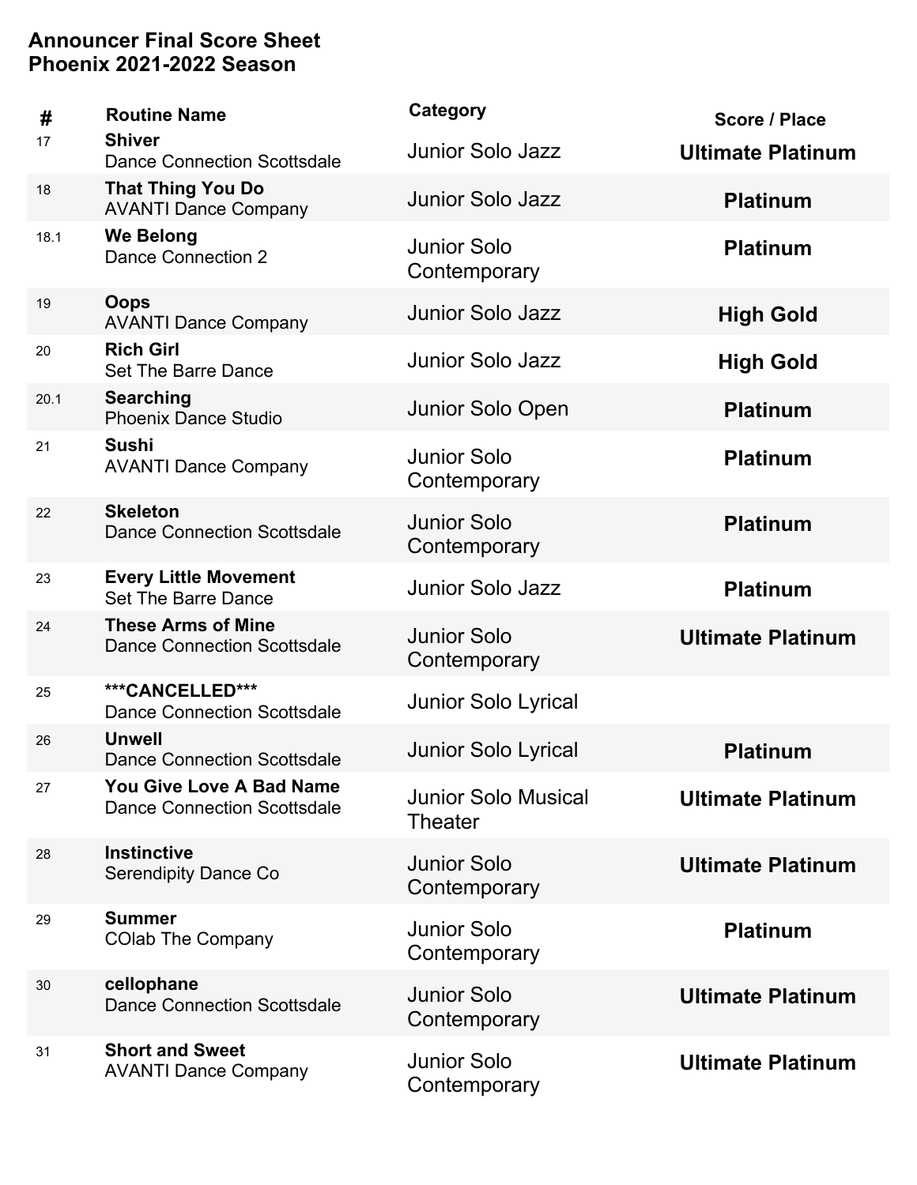**Announcer Final Score Sheet**
**Phoenix 2021-2022 Season**

| # | Routine Name | Category | Score / Place |
|---|---|---|---|
| 17 | **Shiver**<br>Dance Connection Scottsdale | Junior Solo Jazz | **Ultimate Platinum** |
| 18 | **That Thing You Do**<br>AVANTI Dance Company | Junior Solo Jazz | **Platinum** |
| 18.1 | **We Belong**<br>Dance Connection 2 | Junior Solo Contemporary | **Platinum** |
| 19 | **Oops**<br>AVANTI Dance Company | Junior Solo Jazz | **High Gold** |
| 20 | **Rich Girl**<br>Set The Barre Dance | Junior Solo Jazz | **High Gold** |
| 20.1 | **Searching**<br>Phoenix Dance Studio | Junior Solo Open | **Platinum** |
| 21 | **Sushi**<br>AVANTI Dance Company | Junior Solo Contemporary | **Platinum** |
| 22 | **Skeleton**<br>Dance Connection Scottsdale | Junior Solo Contemporary | **Platinum** |
| 23 | **Every Little Movement**<br>Set The Barre Dance | Junior Solo Jazz | **Platinum** |
| 24 | **These Arms of Mine**<br>Dance Connection Scottsdale | Junior Solo Contemporary | **Ultimate Platinum** |
| 25 | **\*\*\*CANCELLED\*\*\***<br>Dance Connection Scottsdale | Junior Solo Lyrical | |
| 26 | **Unwell**<br>Dance Connection Scottsdale | Junior Solo Lyrical | **Platinum** |
| 27 | **You Give Love A Bad Name**<br>Dance Connection Scottsdale | Junior Solo Musical Theater | **Ultimate Platinum** |
| 28 | **Instinctive**<br>Serendipity Dance Co | Junior Solo Contemporary | **Ultimate Platinum** |
| 29 | **Summer**<br>COlab The Company | Junior Solo Contemporary | **Platinum** |
| 30 | **cellophane**<br>Dance Connection Scottsdale | Junior Solo Contemporary | **Ultimate Platinum** |
| 31 | **Short and Sweet**<br>AVANTI Dance Company | Junior Solo Contemporary | **Ultimate Platinum** |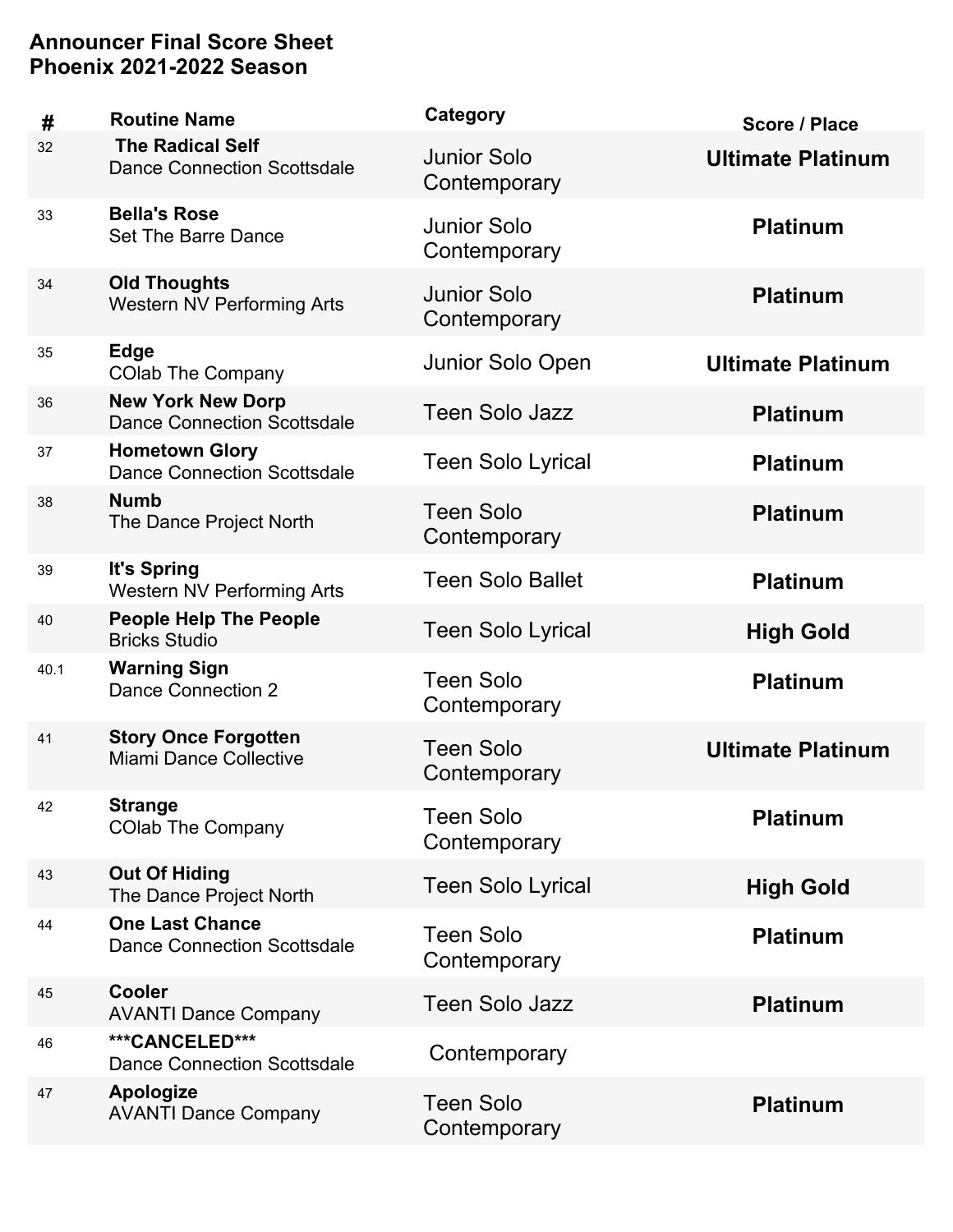**Announcer Final Score Sheet**
**Phoenix 2021-2022 Season**

| # | Routine Name | Category | Score / Place |
|---|---|---|---|
| 32 | **The Radical Self** Dance Connection Scottsdale | Junior Solo Contemporary | **Ultimate Platinum** |
| 33 | **Bella's Rose** Set The Barre Dance | Junior Solo Contemporary | **Platinum** |
| 34 | **Old Thoughts** Western NV Performing Arts | Junior Solo Contemporary | **Platinum** |
| 35 | **Edge** COlab The Company | Junior Solo Open | **Ultimate Platinum** |
| 36 | **New York New Dorp** Dance Connection Scottsdale | Teen Solo Jazz | **Platinum** |
| 37 | **Hometown Glory** Dance Connection Scottsdale | Teen Solo Lyrical | **Platinum** |
| 38 | **Numb** The Dance Project North | Teen Solo Contemporary | **Platinum** |
| 39 | **It's Spring** Western NV Performing Arts | Teen Solo Ballet | **Platinum** |
| 40 | **People Help The People** Bricks Studio | Teen Solo Lyrical | **High Gold** |
| 40.1 | **Warning Sign** Dance Connection 2 | Teen Solo Contemporary | **Platinum** |
| 41 | **Story Once Forgotten** Miami Dance Collective | Teen Solo Contemporary | **Ultimate Platinum** |
| 42 | **Strange** COlab The Company | Teen Solo Contemporary | **Platinum** |
| 43 | **Out Of Hiding** The Dance Project North | Teen Solo Lyrical | **High Gold** |
| 44 | **One Last Chance** Dance Connection Scottsdale | Teen Solo Contemporary | **Platinum** |
| 45 | **Cooler** AVANTI Dance Company | Teen Solo Jazz | **Platinum** |
| 46 | **\*\*\*CANCELED\*\*\*** Dance Connection Scottsdale | Contemporary | |
| 47 | **Apologize** AVANTI Dance Company | Teen Solo Contemporary | **Platinum** |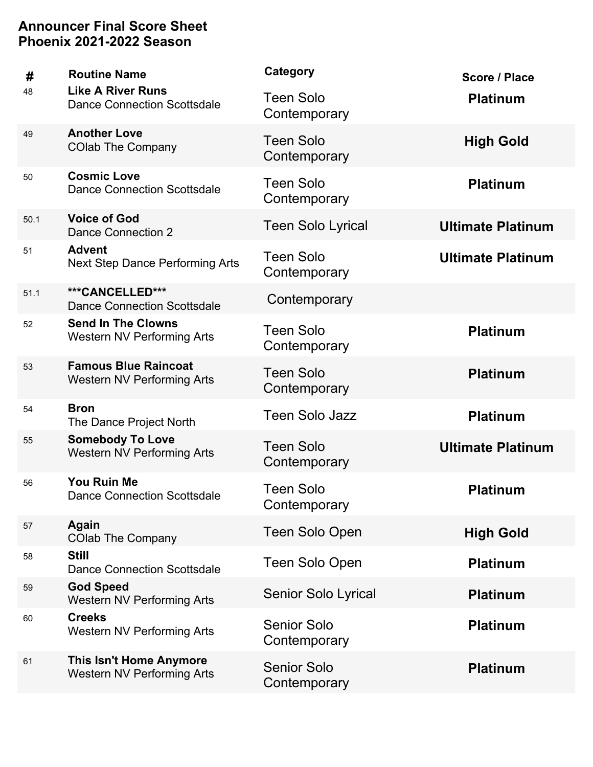**Announcer Final Score Sheet**
**Phoenix 2021-2022 Season**

| # | Routine Name | Category | Score / Place |
|---|---|---|---|
| 48 | **Like A River Runs** Dance Connection Scottsdale | Teen Solo Contemporary | **Platinum** |
| 49 | **Another Love** COlab The Company | Teen Solo Contemporary | **High Gold** |
| 50 | **Cosmic Love** Dance Connection Scottsdale | Teen Solo Contemporary | **Platinum** |
| 50.1 | **Voice of God** Dance Connection 2 | Teen Solo Lyrical | **Ultimate Platinum** |
| 51 | **Advent** Next Step Dance Performing Arts | Teen Solo Contemporary | **Ultimate Platinum** |
| 51.1 | **\*\*\*CANCELLED\*\*\*** Dance Connection Scottsdale | Contemporary | |
| 52 | **Send In The Clowns** Western NV Performing Arts | Teen Solo Contemporary | **Platinum** |
| 53 | **Famous Blue Raincoat** Western NV Performing Arts | Teen Solo Contemporary | **Platinum** |
| 54 | **Bron** The Dance Project North | Teen Solo Jazz | **Platinum** |
| 55 | **Somebody To Love** Western NV Performing Arts | Teen Solo Contemporary | **Ultimate Platinum** |
| 56 | **You Ruin Me** Dance Connection Scottsdale | Teen Solo Contemporary | **Platinum** |
| 57 | **Again** COlab The Company | Teen Solo Open | **High Gold** |
| 58 | **Still** Dance Connection Scottsdale | Teen Solo Open | **Platinum** |
| 59 | **God Speed** Western NV Performing Arts | Senior Solo Lyrical | **Platinum** |
| 60 | **Creeks** Western NV Performing Arts | Senior Solo Contemporary | **Platinum** |
| 61 | **This Isn't Home Anymore** Western NV Performing Arts | Senior Solo Contemporary | **Platinum** |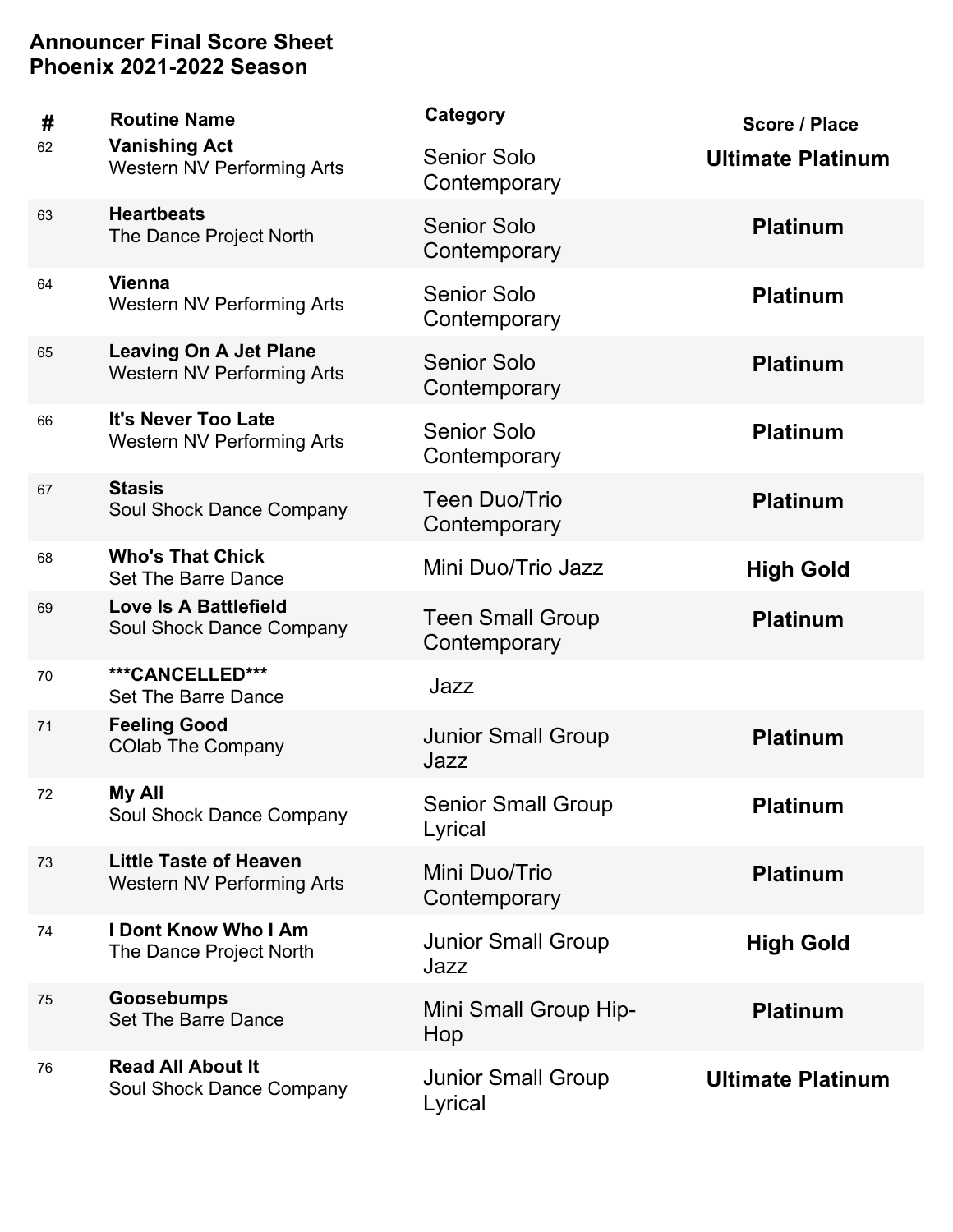**Announcer Final Score Sheet**
**Phoenix 2021-2022 Season**

| # | Routine Name | Category | Score / Place |
|---|---|---|---|
| 62 | **Vanishing Act** Western NV Performing Arts | Senior Solo Contemporary | **Ultimate Platinum** |
| 63 | **Heartbeats** The Dance Project North | Senior Solo Contemporary | **Platinum** |
| 64 | **Vienna** Western NV Performing Arts | Senior Solo Contemporary | **Platinum** |
| 65 | **Leaving On A Jet Plane** Western NV Performing Arts | Senior Solo Contemporary | **Platinum** |
| 66 | **It's Never Too Late** Western NV Performing Arts | Senior Solo Contemporary | **Platinum** |
| 67 | **Stasis** Soul Shock Dance Company | Teen Duo/Trio Contemporary | **Platinum** |
| 68 | **Who's That Chick** Set The Barre Dance | Mini Duo/Trio Jazz | **High Gold** |
| 69 | **Love Is A Battlefield** Soul Shock Dance Company | Teen Small Group Contemporary | **Platinum** |
| 70 | **\*\*\*CANCELLED\*\*\*** Set The Barre Dance | Jazz | |
| 71 | **Feeling Good** COlab The Company | Junior Small Group Jazz | **Platinum** |
| 72 | **My All** Soul Shock Dance Company | Senior Small Group Lyrical | **Platinum** |
| 73 | **Little Taste of Heaven** Western NV Performing Arts | Mini Duo/Trio Contemporary | **Platinum** |
| 74 | **I Dont Know Who I Am** The Dance Project North | Junior Small Group Jazz | **High Gold** |
| 75 | **Goosebumps** Set The Barre Dance | Mini Small Group Hip-Hop | **Platinum** |
| 76 | **Read All About It** Soul Shock Dance Company | Junior Small Group Lyrical | **Ultimate Platinum** |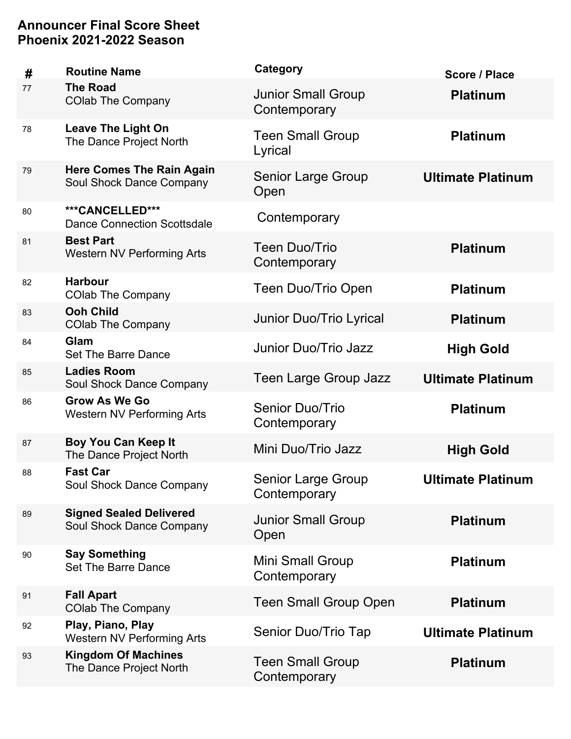**Announcer Final Score Sheet**
**Phoenix 2021-2022 Season**

| # | Routine Name | Category | Score / Place |
|---|---|---|---|
| 77 | **The Road** COlab The Company | Junior Small Group Contemporary | **Platinum** |
| 78 | **Leave The Light On** The Dance Project North | Teen Small Group Lyrical | **Platinum** |
| 79 | **Here Comes The Rain Again** Soul Shock Dance Company | Senior Large Group Open | **Ultimate Platinum** |
| 80 | **\*\*\*CANCELLED\*\*\*** Dance Connection Scottsdale | Contemporary | |
| 81 | **Best Part** Western NV Performing Arts | Teen Duo/Trio Contemporary | **Platinum** |
| 82 | **Harbour** COlab The Company | Teen Duo/Trio Open | **Platinum** |
| 83 | **Ooh Child** COlab The Company | Junior Duo/Trio Lyrical | **Platinum** |
| 84 | **Glam** Set The Barre Dance | Junior Duo/Trio Jazz | **High Gold** |
| 85 | **Ladies Room** Soul Shock Dance Company | Teen Large Group Jazz | **Ultimate Platinum** |
| 86 | **Grow As We Go** Western NV Performing Arts | Senior Duo/Trio Contemporary | **Platinum** |
| 87 | **Boy You Can Keep It** The Dance Project North | Mini Duo/Trio Jazz | **High Gold** |
| 88 | **Fast Car** Soul Shock Dance Company | Senior Large Group Contemporary | **Ultimate Platinum** |
| 89 | **Signed Sealed Delivered** Soul Shock Dance Company | Junior Small Group Open | **Platinum** |
| 90 | **Say Something** Set The Barre Dance | Mini Small Group Contemporary | **Platinum** |
| 91 | **Fall Apart** COlab The Company | Teen Small Group Open | **Platinum** |
| 92 | **Play, Piano, Play** Western NV Performing Arts | Senior Duo/Trio Tap | **Ultimate Platinum** |
| 93 | **Kingdom Of Machines** The Dance Project North | Teen Small Group Contemporary | **Platinum** |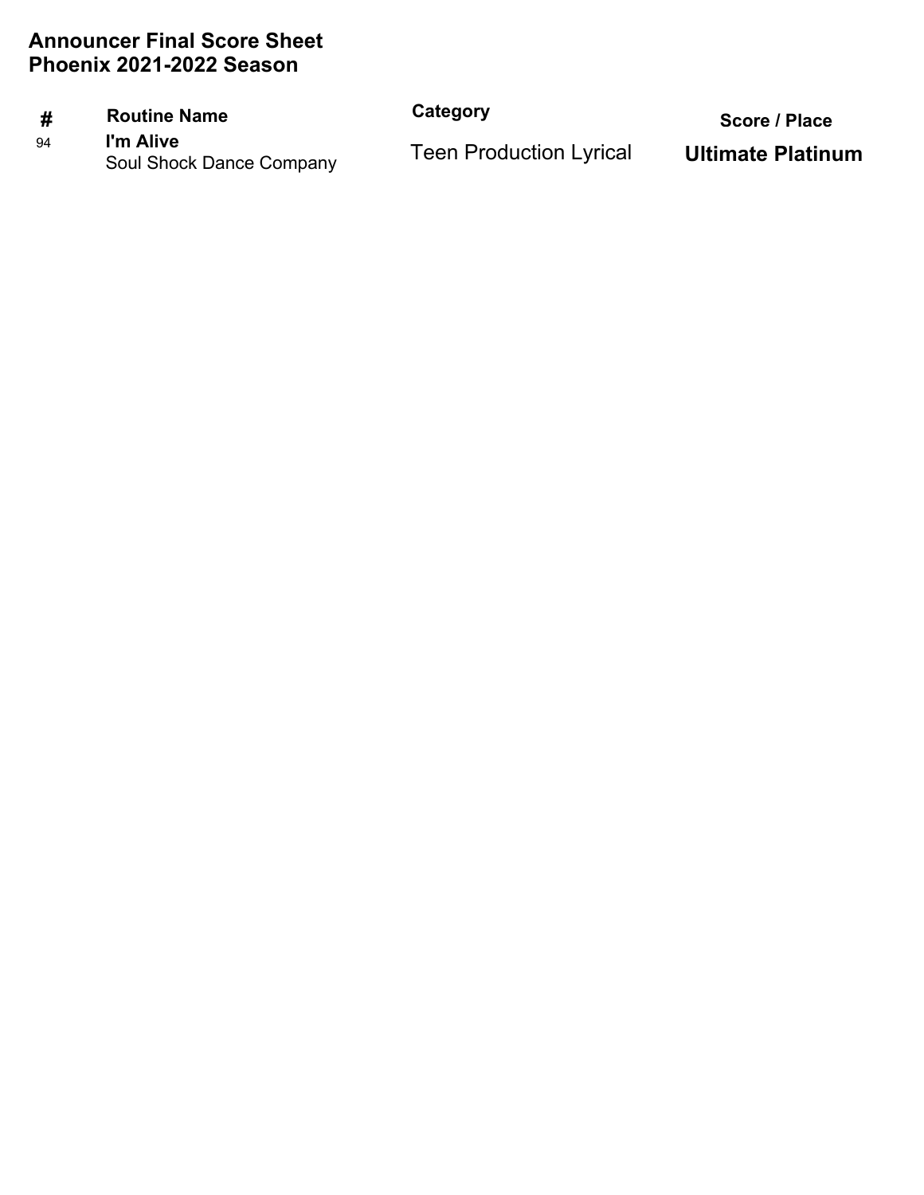# Announcer Final Score Sheet
# Phoenix 2021-2022 Season

| # | Routine Name | Category | Score / Place |
|---|---|---|---|
| 94 | **I'm Alive**<br>Soul Shock Dance Company | Teen Production Lyrical | **Ultimate Platinum** |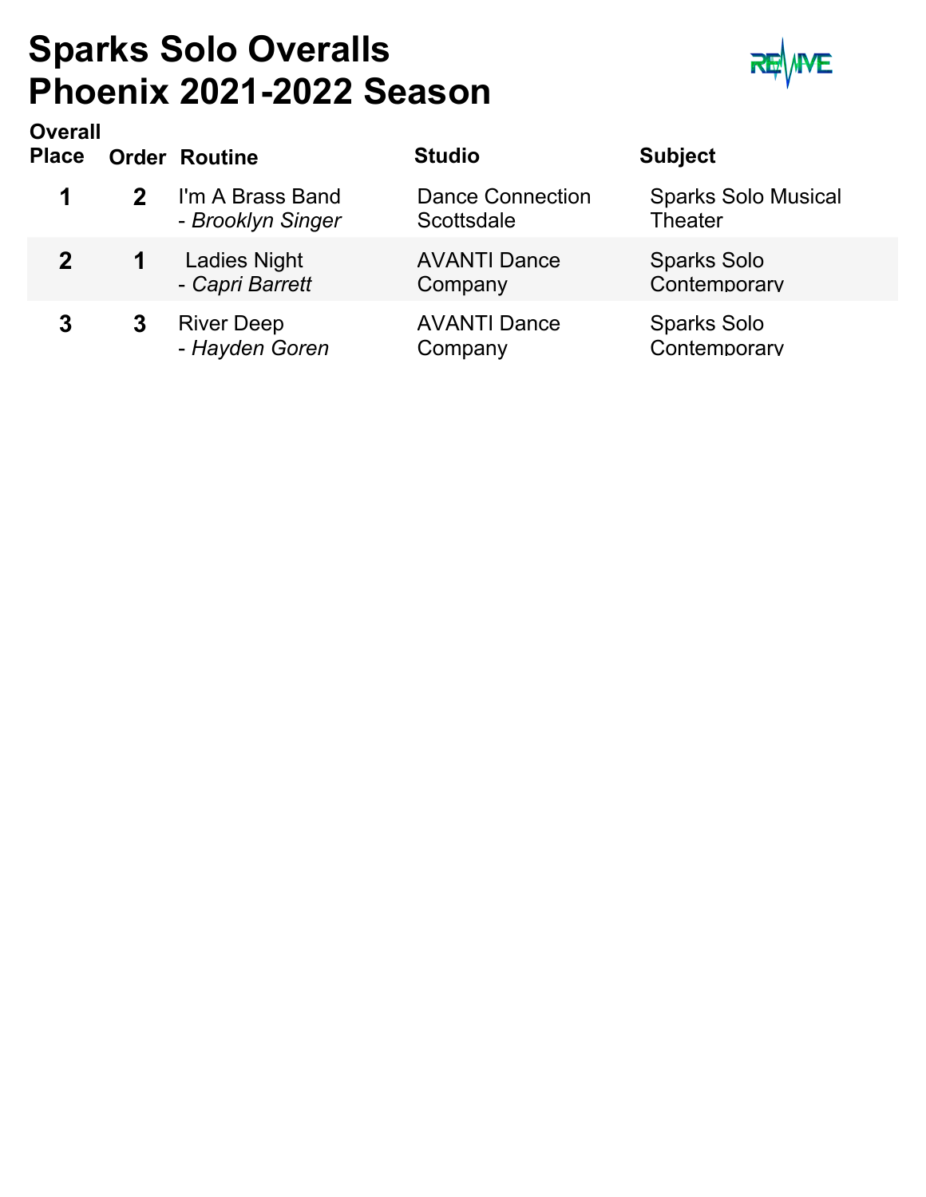# Sparks Solo Overalls
# Phoenix 2021-2022 Season

| Overall Place | Order | Routine | Studio | Subject |
|---|---|---|---|---|
| 1 | 2 | I'm A Brass Band - *Brooklyn Singer* | Dance Connection Scottsdale | Sparks Solo Musical Theater |
| 2 | 1 | Ladies Night - *Capri Barrett* | AVANTI Dance Company | Sparks Solo Contemporary |
| 3 | 3 | River Deep - *Hayden Goren* | AVANTI Dance Company | Sparks Solo Contemporary |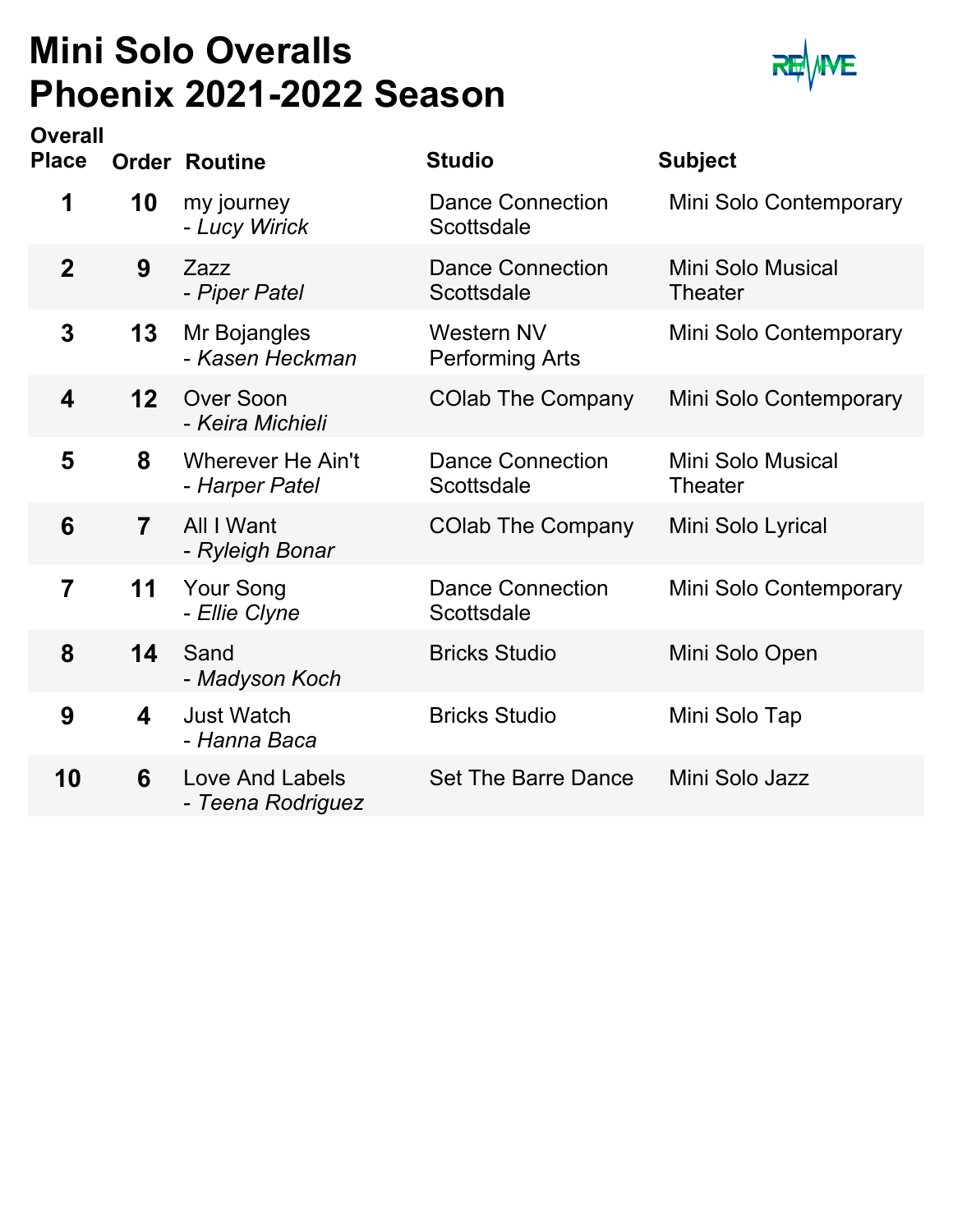# Mini Solo Overalls
# Phoenix 2021-2022 Season

| Overall Place | Order | Routine | Studio | Subject |
|---|---|---|---|---|
| 1 | 10 | my journey<br>*- Lucy Wirick* | Dance Connection Scottsdale | Mini Solo Contemporary |
| 2 | 9 | Zazz<br>*- Piper Patel* | Dance Connection Scottsdale | Mini Solo Musical Theater |
| 3 | 13 | Mr Bojangles<br>*- Kasen Heckman* | Western NV Performing Arts | Mini Solo Contemporary |
| 4 | 12 | Over Soon<br>*- Keira Michieli* | COlab The Company | Mini Solo Contemporary |
| 5 | 8 | Wherever He Ain't<br>*- Harper Patel* | Dance Connection Scottsdale | Mini Solo Musical Theater |
| 6 | 7 | All I Want<br>*- Ryleigh Bonar* | COlab The Company | Mini Solo Lyrical |
| 7 | 11 | Your Song<br>*- Ellie Clyne* | Dance Connection Scottsdale | Mini Solo Contemporary |
| 8 | 14 | Sand<br>*- Madyson Koch* | Bricks Studio | Mini Solo Open |
| 9 | 4 | Just Watch<br>*- Hanna Baca* | Bricks Studio | Mini Solo Tap |
| 10 | 6 | Love And Labels<br>*- Teena Rodriguez* | Set The Barre Dance | Mini Solo Jazz |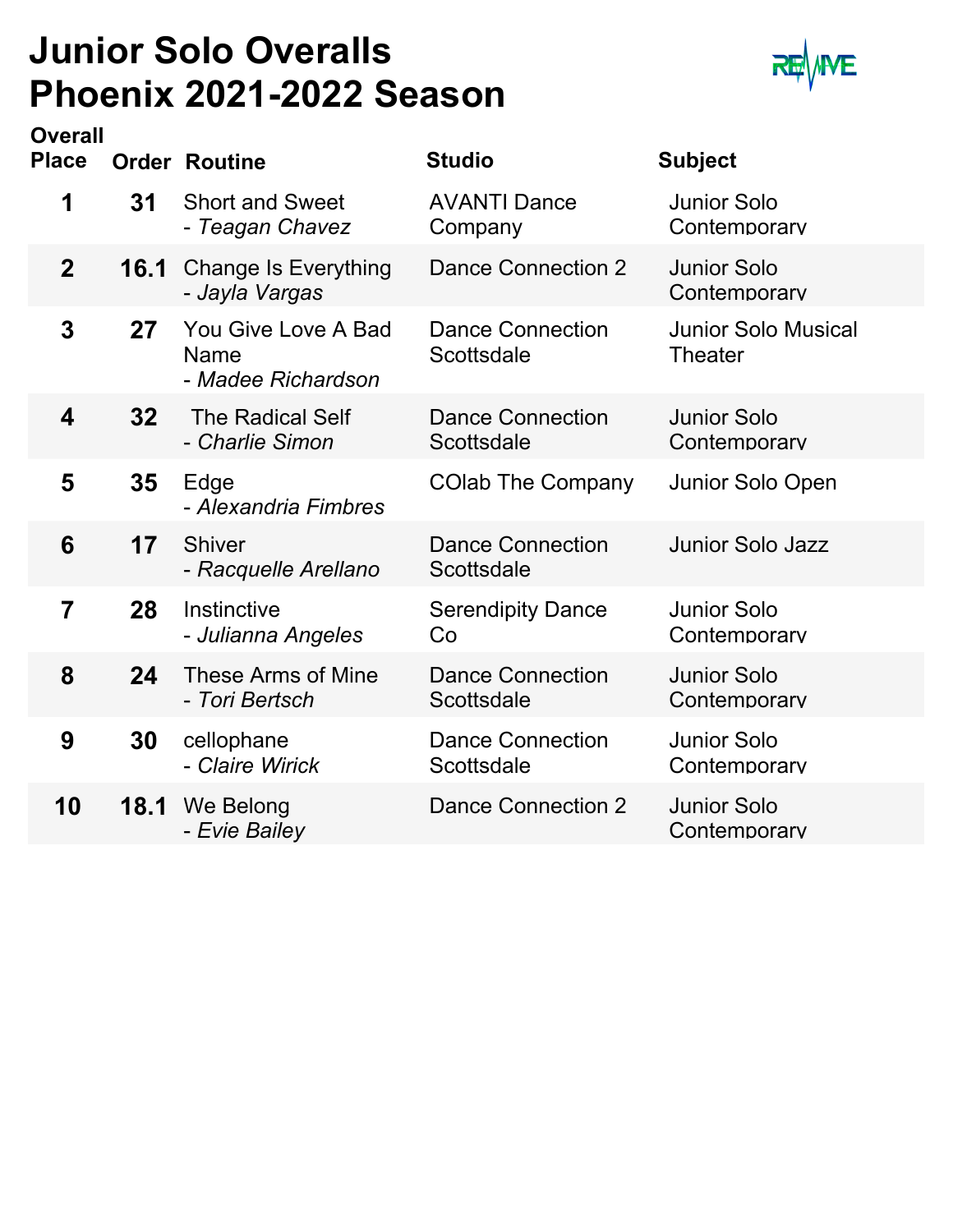# Junior Solo Overalls
# Phoenix 2021-2022 Season

| Overall Place | Order | Routine | Studio | Subject |
|---|---|---|---|---|
| 1 | 31 | Short and Sweet - *Teagan Chavez* | AVANTI Dance Company | Junior Solo Contemporary |
| 2 | 16.1 | Change Is Everything - *Jayla Vargas* | Dance Connection 2 | Junior Solo Contemporary |
| 3 | 27 | You Give Love A Bad Name - *Madee Richardson* | Dance Connection Scottsdale | Junior Solo Musical Theater |
| 4 | 32 | The Radical Self - *Charlie Simon* | Dance Connection Scottsdale | Junior Solo Contemporary |
| 5 | 35 | Edge - *Alexandria Fimbres* | COlab The Company | Junior Solo Open |
| 6 | 17 | Shiver - *Racquelle Arellano* | Dance Connection Scottsdale | Junior Solo Jazz |
| 7 | 28 | Instinctive - *Julianna Angeles* | Serendipity Dance Co | Junior Solo Contemporary |
| 8 | 24 | These Arms of Mine - *Tori Bertsch* | Dance Connection Scottsdale | Junior Solo Contemporary |
| 9 | 30 | cellophane - *Claire Wirick* | Dance Connection Scottsdale | Junior Solo Contemporary |
| 10 | 18.1 | We Belong - *Evie Bailey* | Dance Connection 2 | Junior Solo Contemporary |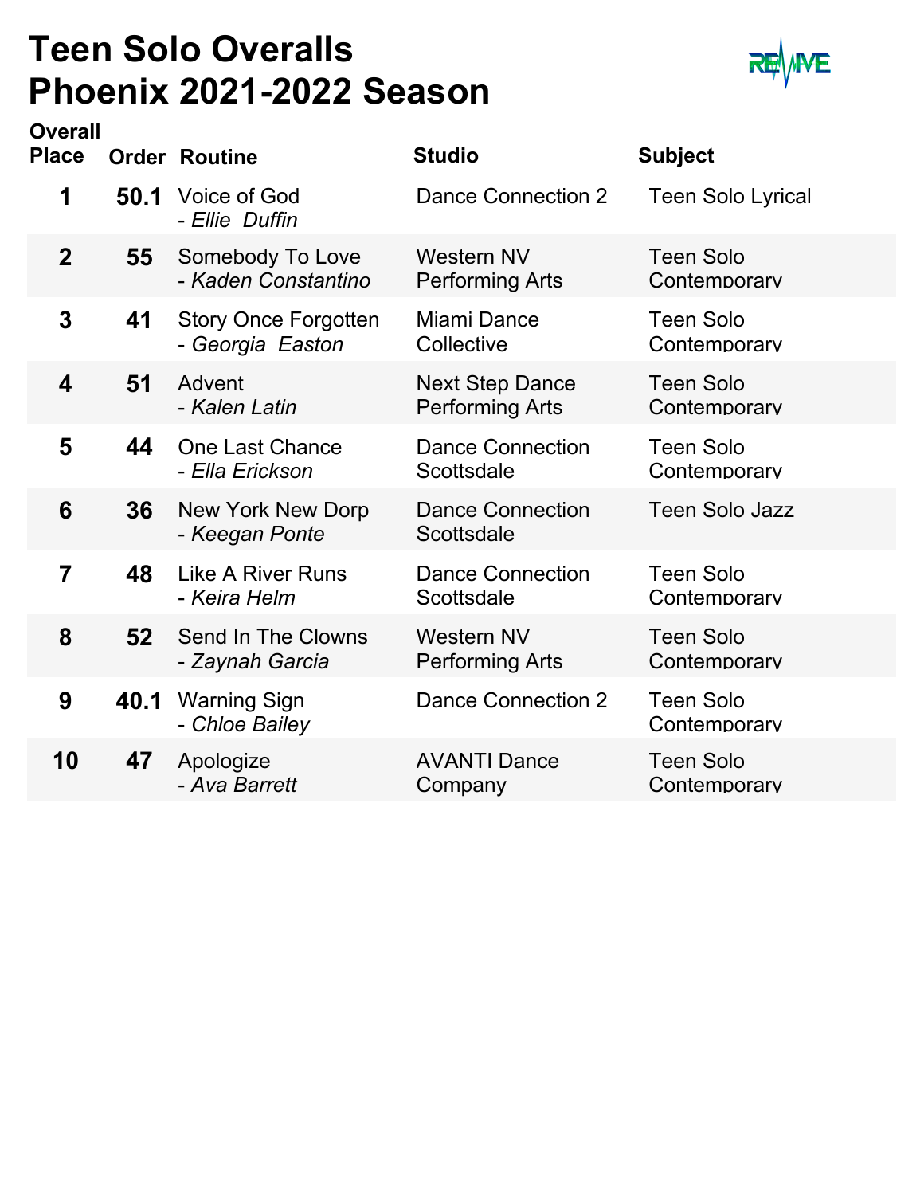# Teen Solo Overalls
# Phoenix 2021-2022 Season

| Overall Place | Order | Routine | Studio | Subject |
|---|---|---|---|---|
| 1 | 50.1 | Voice of God<br>*- Ellie Duffin* | Dance Connection 2 | Teen Solo Lyrical |
| 2 | 55 | Somebody To Love<br>*- Kaden Constantino* | Western NV Performing Arts | Teen Solo Contemporary |
| 3 | 41 | Story Once Forgotten<br>*- Georgia Easton* | Miami Dance Collective | Teen Solo Contemporary |
| 4 | 51 | Advent<br>*- Kalen Latin* | Next Step Dance Performing Arts | Teen Solo Contemporary |
| 5 | 44 | One Last Chance<br>*- Ella Erickson* | Dance Connection Scottsdale | Teen Solo Contemporary |
| 6 | 36 | New York New Dorp<br>*- Keegan Ponte* | Dance Connection Scottsdale | Teen Solo Jazz |
| 7 | 48 | Like A River Runs<br>*- Keira Helm* | Dance Connection Scottsdale | Teen Solo Contemporary |
| 8 | 52 | Send In The Clowns<br>*- Zaynah Garcia* | Western NV Performing Arts | Teen Solo Contemporary |
| 9 | 40.1 | Warning Sign<br>*- Chloe Bailey* | Dance Connection 2 | Teen Solo Contemporary |
| 10 | 47 | Apologize<br>*- Ava Barrett* | AVANTI Dance Company | Teen Solo Contemporary |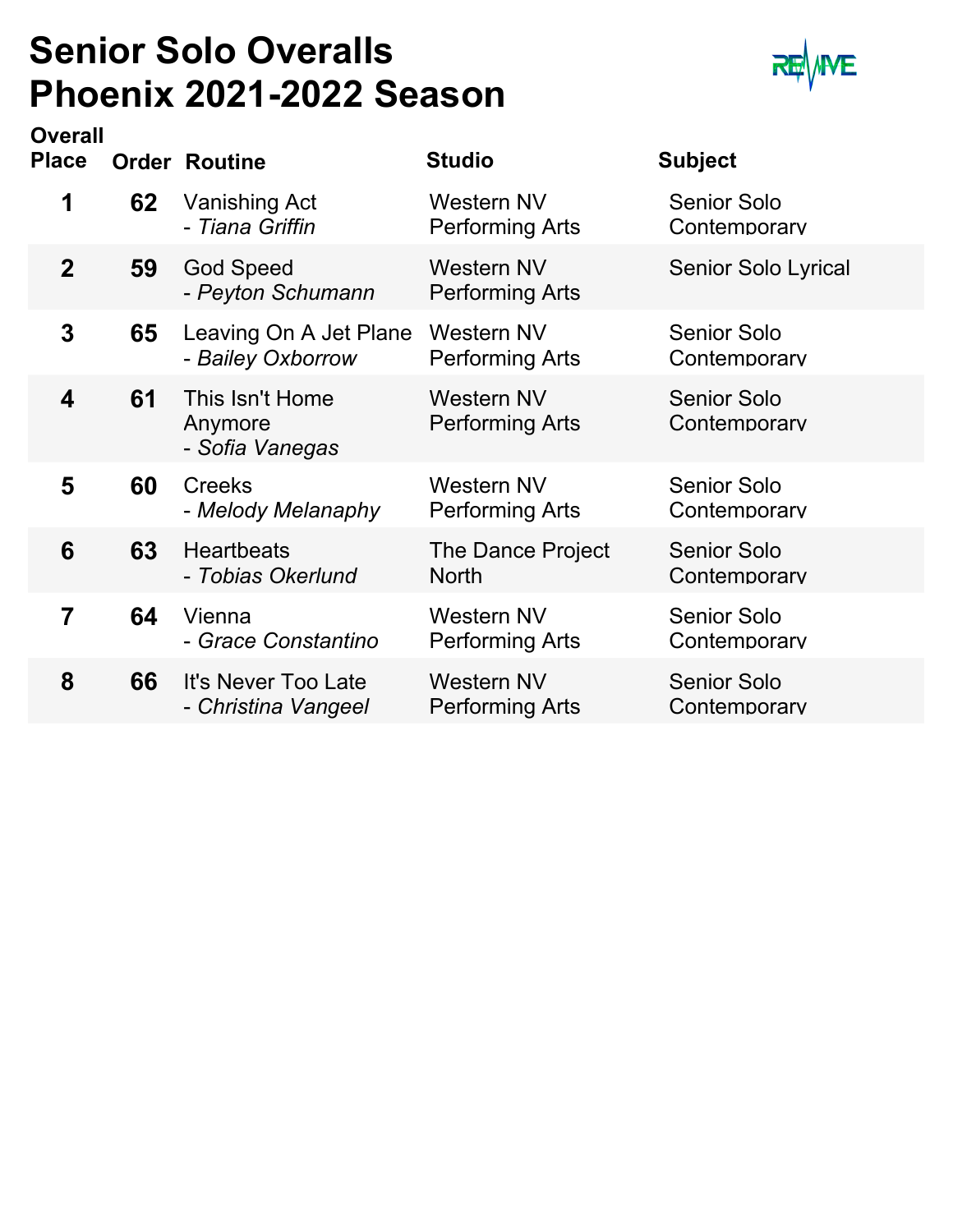# Senior Solo Overalls
# Phoenix 2021-2022 Season

| Overall Place | Order | Routine | Studio | Subject |
|---|---|---|---|---|
| 1 | 62 | Vanishing Act<br>*- Tiana Griffin* | Western NV Performing Arts | Senior Solo Contemporary |
| 2 | 59 | God Speed<br>*- Peyton Schumann* | Western NV Performing Arts | Senior Solo Lyrical |
| 3 | 65 | Leaving On A Jet Plane<br>*- Bailey Oxborrow* | Western NV Performing Arts | Senior Solo Contemporary |
| 4 | 61 | This Isn't Home Anymore<br>*- Sofia Vanegas* | Western NV Performing Arts | Senior Solo Contemporary |
| 5 | 60 | Creeks<br>*- Melody Melanaphy* | Western NV Performing Arts | Senior Solo Contemporary |
| 6 | 63 | Heartbeats<br>*- Tobias Okerlund* | The Dance Project North | Senior Solo Contemporary |
| 7 | 64 | Vienna<br>*- Grace Constantino* | Western NV Performing Arts | Senior Solo Contemporary |
| 8 | 66 | It's Never Too Late<br>*- Christina Vangeel* | Western NV Performing Arts | Senior Solo Contemporary |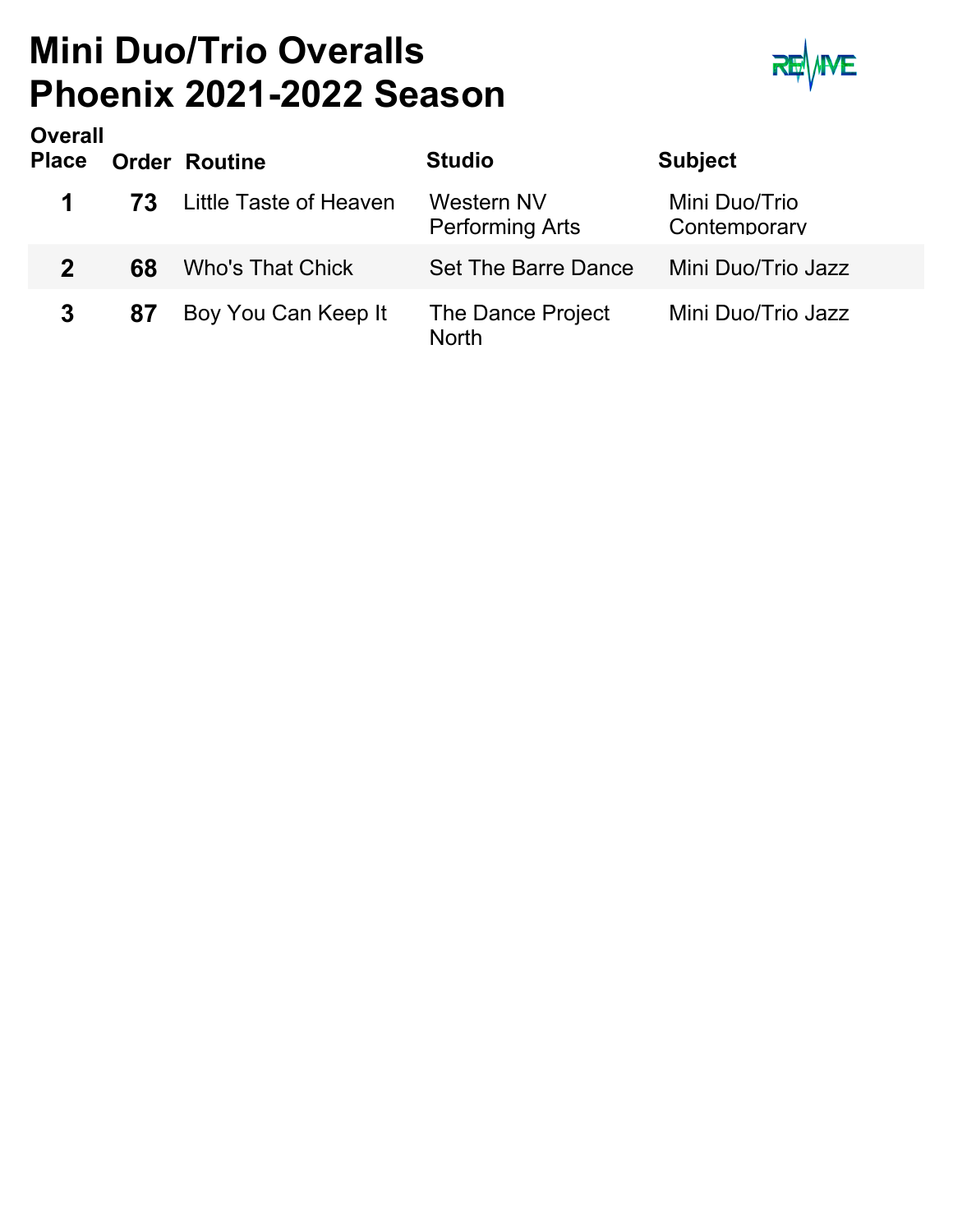# Mini Duo/Trio Overalls
# Phoenix 2021-2022 Season

| Overall Place | Order | Routine | Studio | Subject |
|---|---|---|---|---|
| 1 | 73 | Little Taste of Heaven | Western NV Performing Arts | Mini Duo/Trio Contemporary |
| 2 | 68 | Who's That Chick | Set The Barre Dance | Mini Duo/Trio Jazz |
| 3 | 87 | Boy You Can Keep It | The Dance Project North | Mini Duo/Trio Jazz |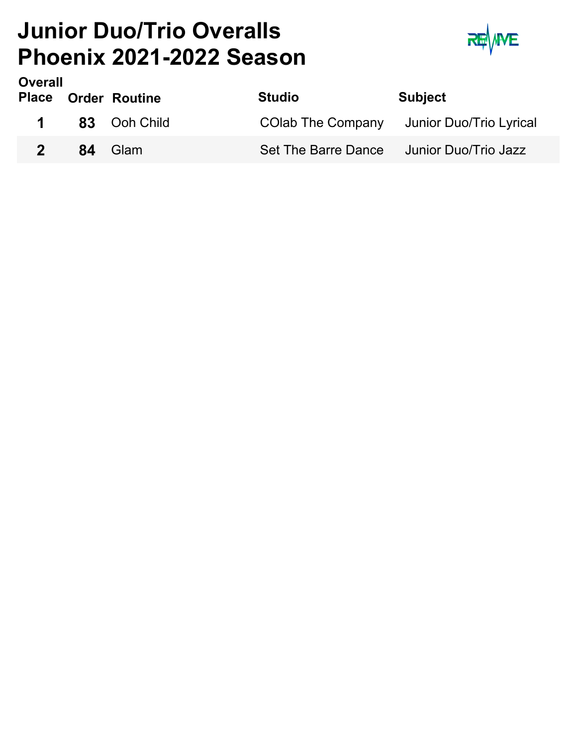# Junior Duo/Trio Overalls
# Phoenix 2021-2022 Season

| Overall Place | Order | Routine | Studio | Subject |
| --- | --- | --- | --- | --- |
| **1** | **83** | Ooh Child | COlab The Company | Junior Duo/Trio Lyrical |
| **2** | **84** | Glam | Set The Barre Dance | Junior Duo/Trio Jazz |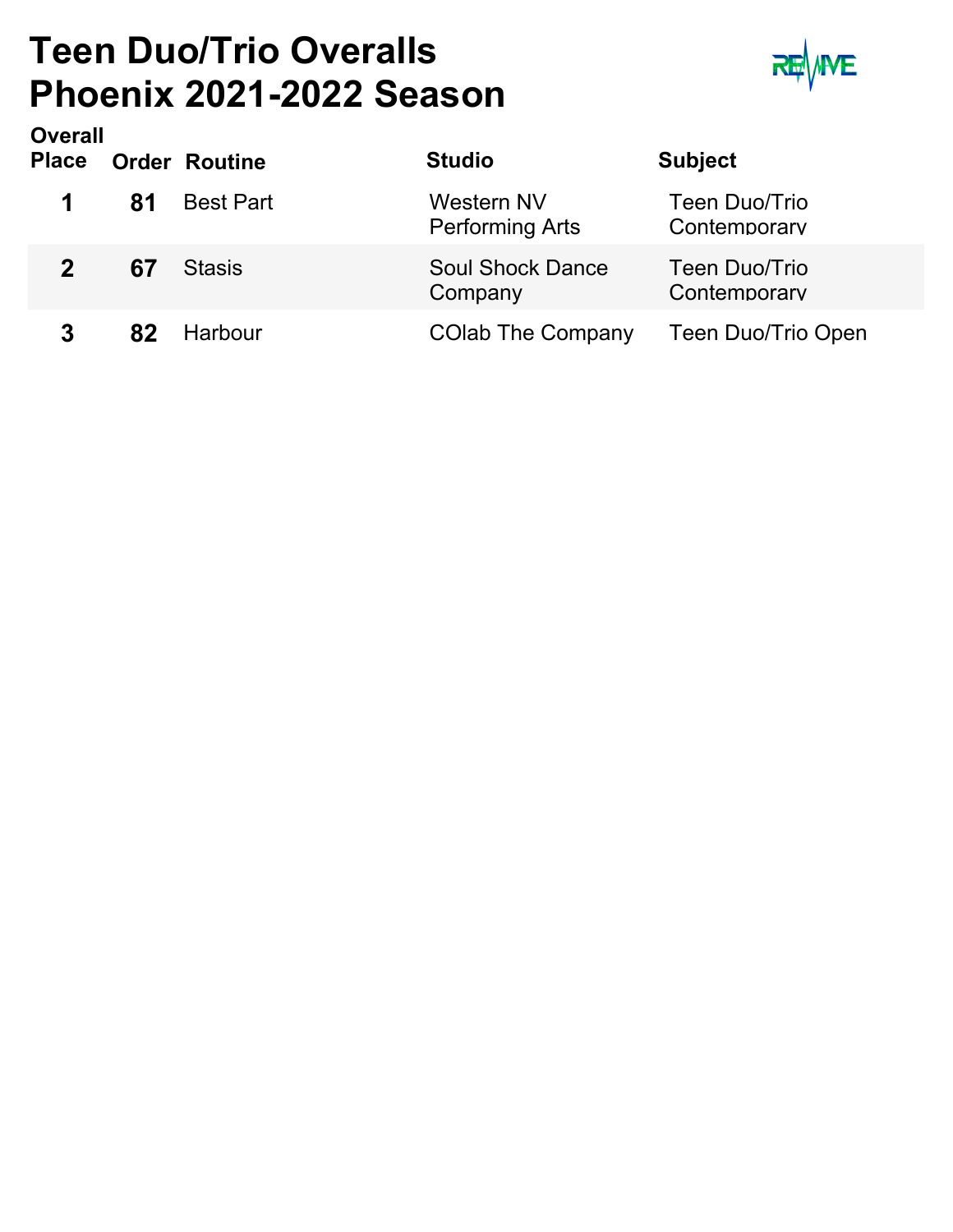# Teen Duo/Trio Overalls
# Phoenix 2021-2022 Season

| Overall Place | Order | Routine | Studio | Subject |
|---|---|---|---|---|
| 1 | 81 | Best Part | Western NV Performing Arts | Teen Duo/Trio Contemporary |
| 2 | 67 | Stasis | Soul Shock Dance Company | Teen Duo/Trio Contemporary |
| 3 | 82 | Harbour | COlab The Company | Teen Duo/Trio Open |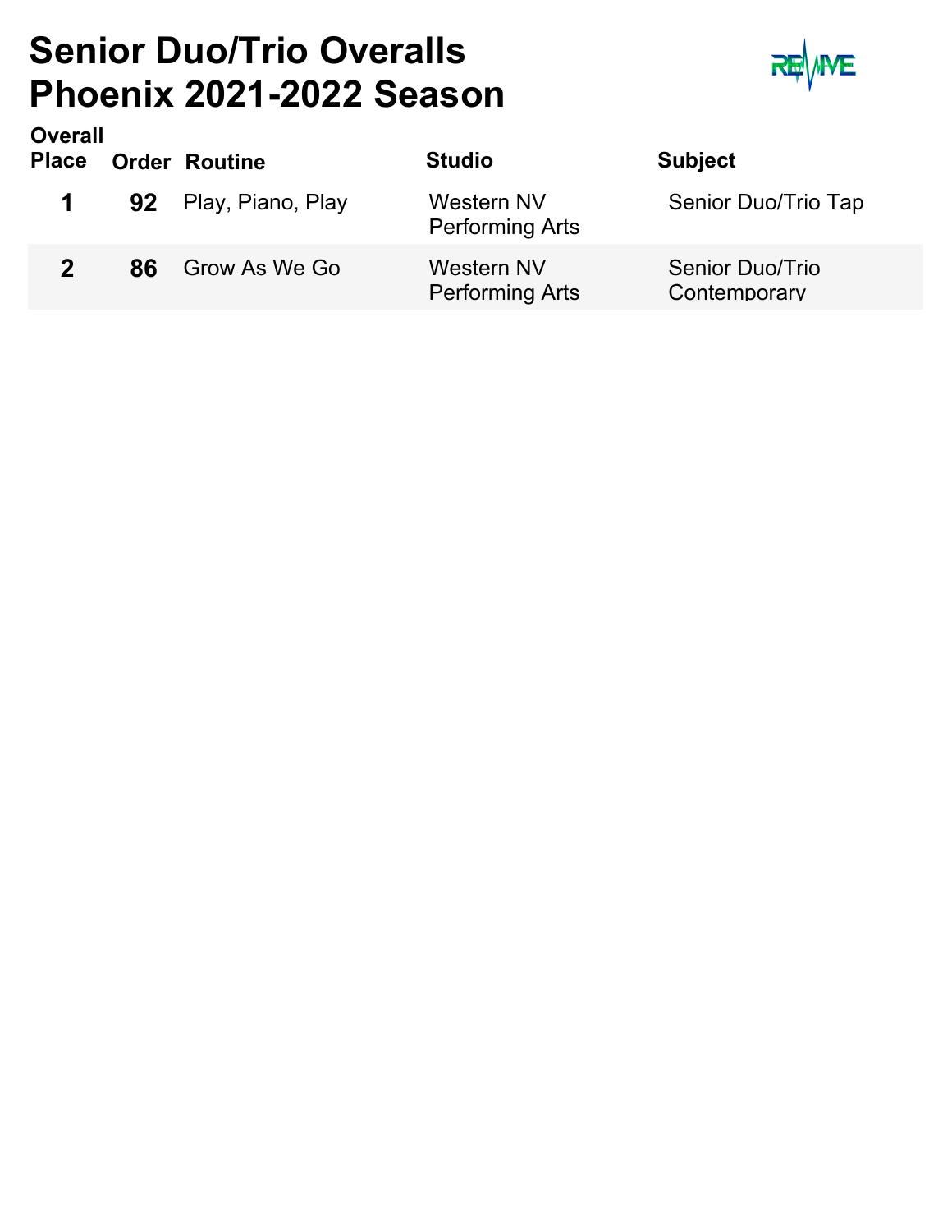# Senior Duo/Trio Overalls
# Phoenix 2021-2022 Season

| Overall Place | Order | Routine | Studio | Subject |
|---|---|---|---|---|
| 1 | 92 | Play, Piano, Play | Western NV Performing Arts | Senior Duo/Trio Tap |
| 2 | 86 | Grow As We Go | Western NV Performing Arts | Senior Duo/Trio Contemporary |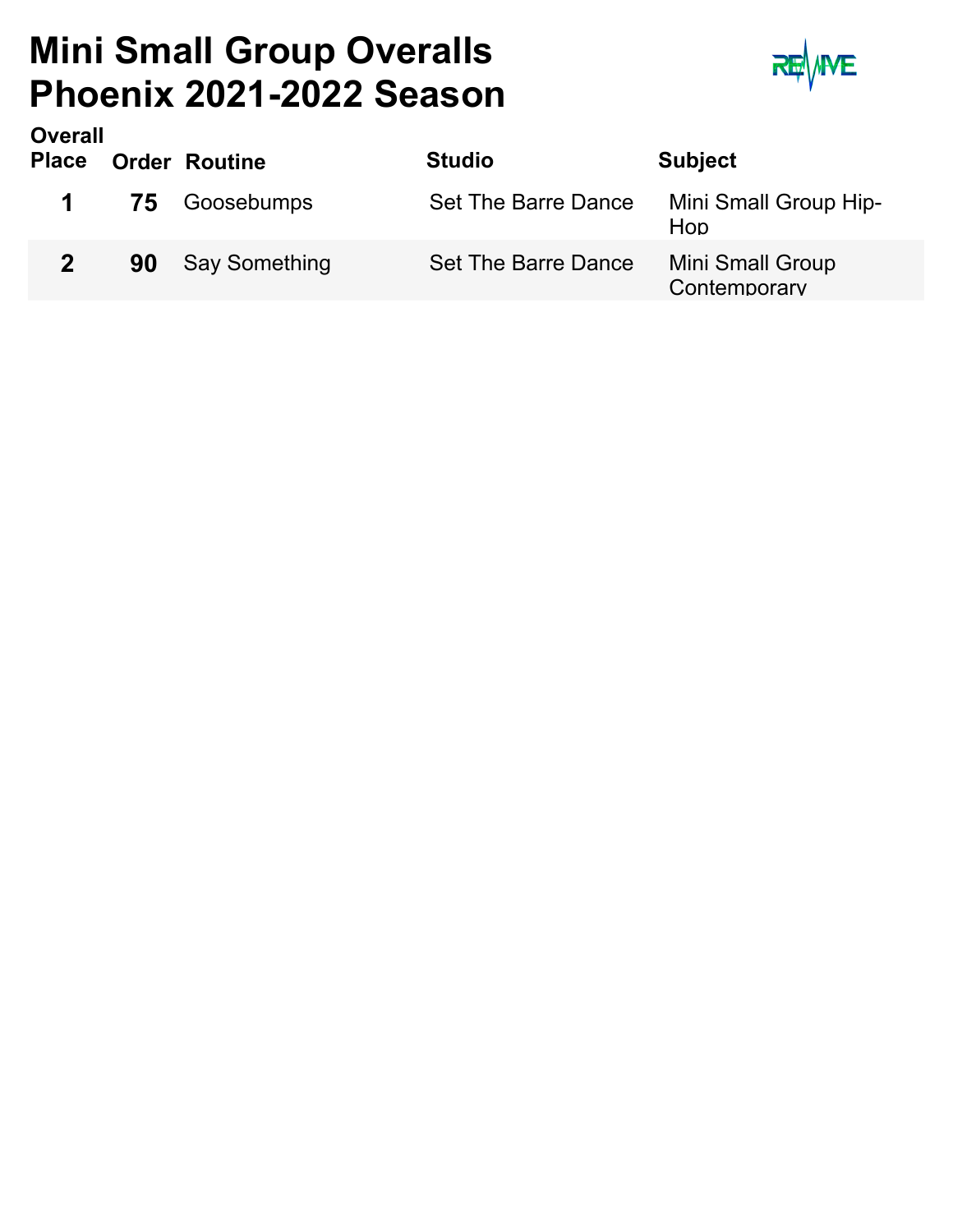# Mini Small Group Overalls
# Phoenix 2021-2022 Season

| Overall Place | Order | Routine | Studio | Subject |
|---|---|---|---|---|
| 1 | 75 | Goosebumps | Set The Barre Dance | Mini Small Group Hip-Hop |
| 2 | 90 | Say Something | Set The Barre Dance | Mini Small Group Contemporary |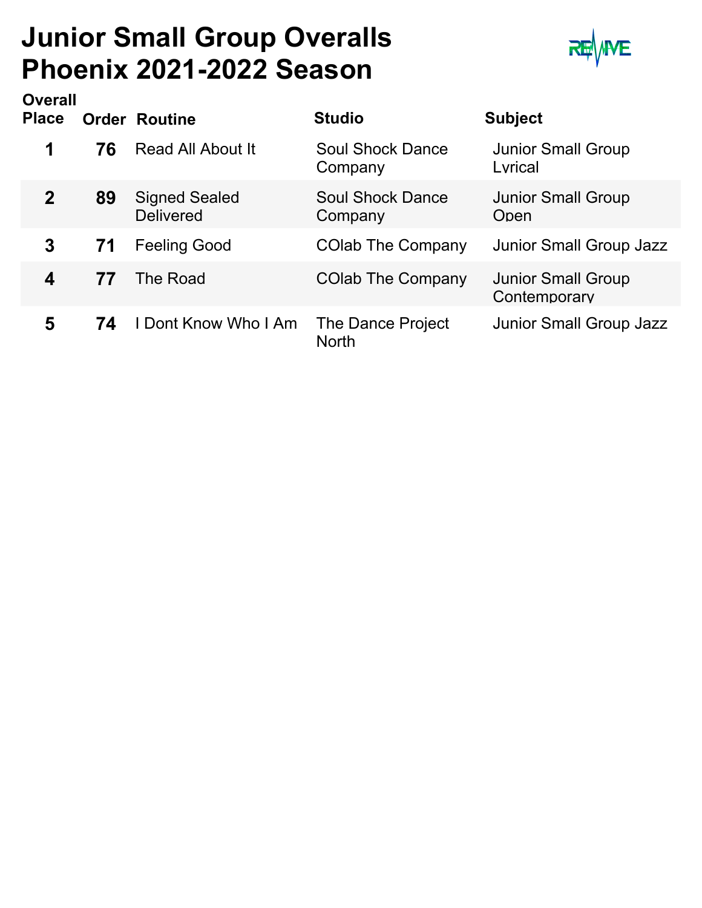# Junior Small Group Overalls
# Phoenix 2021-2022 Season

| Overall Place | Order | Routine | Studio | Subject |
|---|---|---|---|---|
| 1 | 76 | Read All About It | Soul Shock Dance Company | Junior Small Group Lyrical |
| 2 | 89 | Signed Sealed Delivered | Soul Shock Dance Company | Junior Small Group Open |
| 3 | 71 | Feeling Good | COlab The Company | Junior Small Group Jazz |
| 4 | 77 | The Road | COlab The Company | Junior Small Group Contemporary |
| 5 | 74 | I Dont Know Who I Am | The Dance Project North | Junior Small Group Jazz |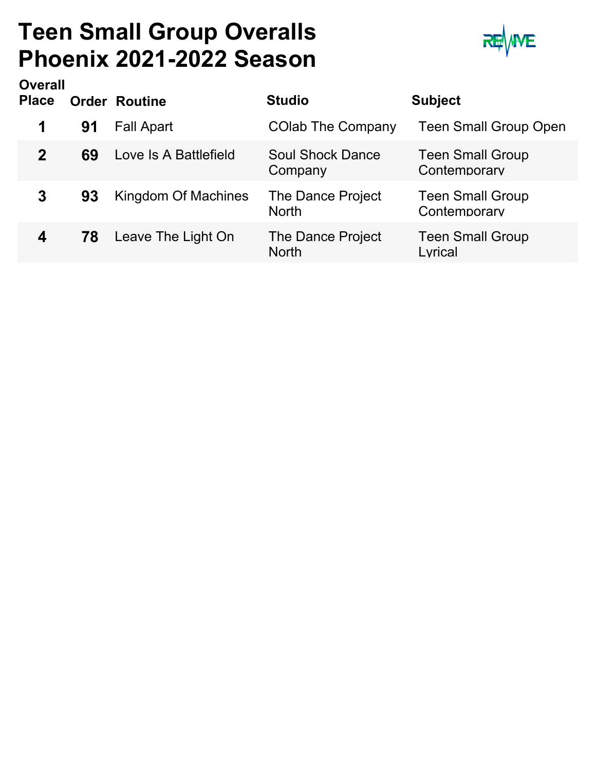# Teen Small Group Overalls
# Phoenix 2021-2022 Season

REVIVE

| Overall Place | Order | Routine | Studio | Subject |
|---|---|---|---|---|
| 1 | 91 | Fall Apart | COlab The Company | Teen Small Group Open |
| 2 | 69 | Love Is A Battlefield | Soul Shock Dance Company | Teen Small Group Contemporary |
| 3 | 93 | Kingdom Of Machines | The Dance Project North | Teen Small Group Contemporary |
| 4 | 78 | Leave The Light On | The Dance Project North | Teen Small Group Lyrical |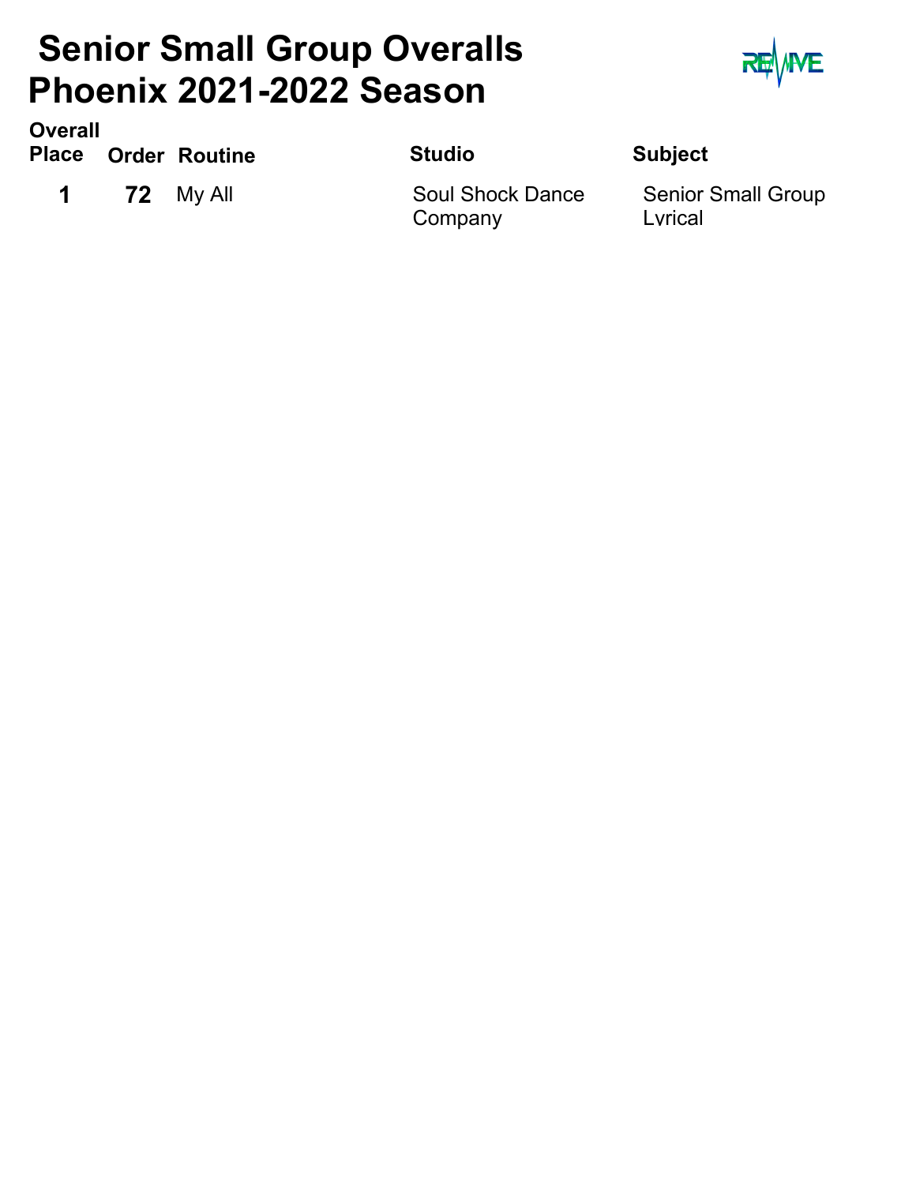# Senior Small Group Overalls
# Phoenix 2021-2022 Season

| Overall Place | Order | Routine | Studio | Subject |
|---|---|---|---|---|
| **1** | **72** | My All | Soul Shock Dance Company | Senior Small Group Lyrical |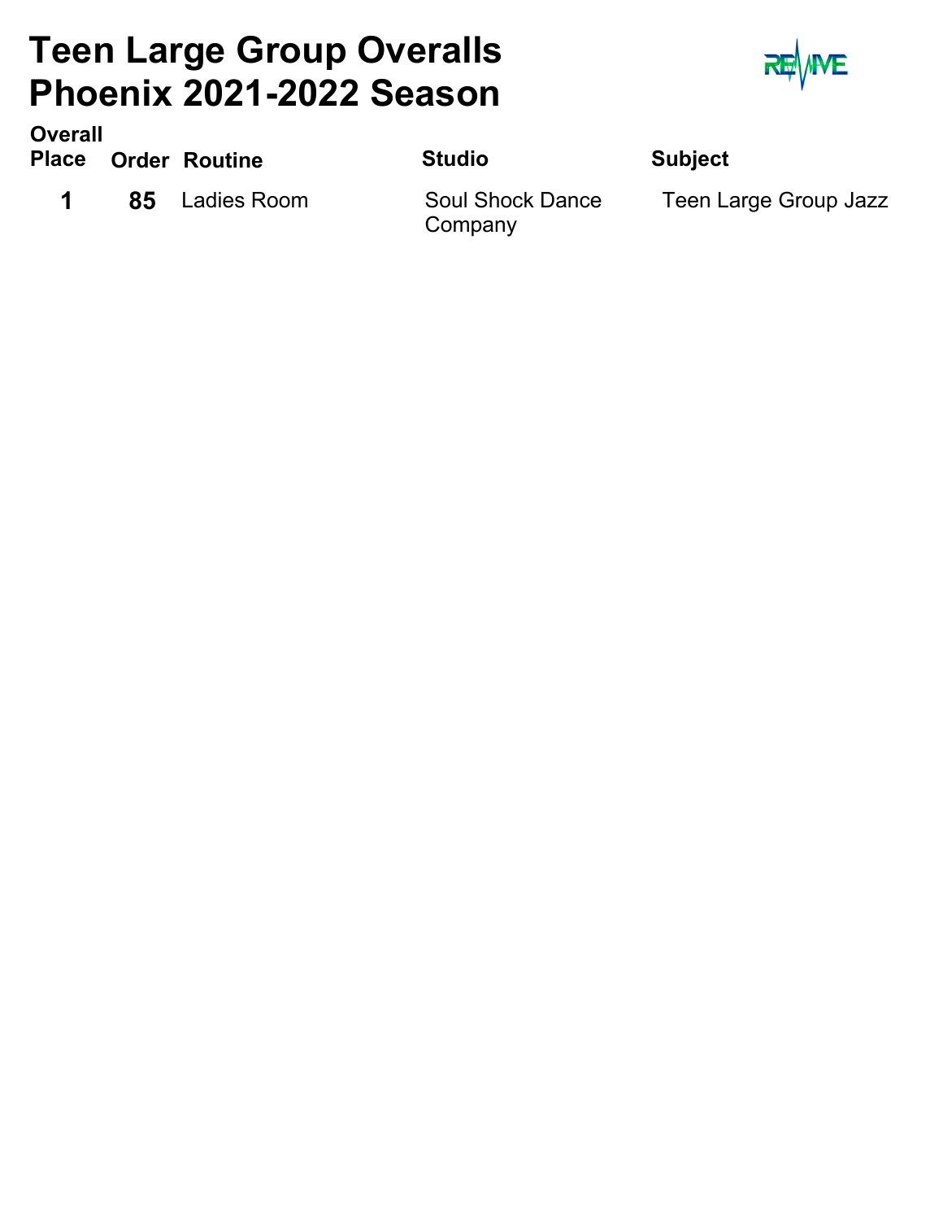# Teen Large Group Overalls
# Phoenix 2021-2022 Season

| Overall Place | Order | Routine | Studio | Subject |
| --- | --- | --- | --- | --- |
| 1 | 85 | Ladies Room | Soul Shock Dance Company | Teen Large Group Jazz |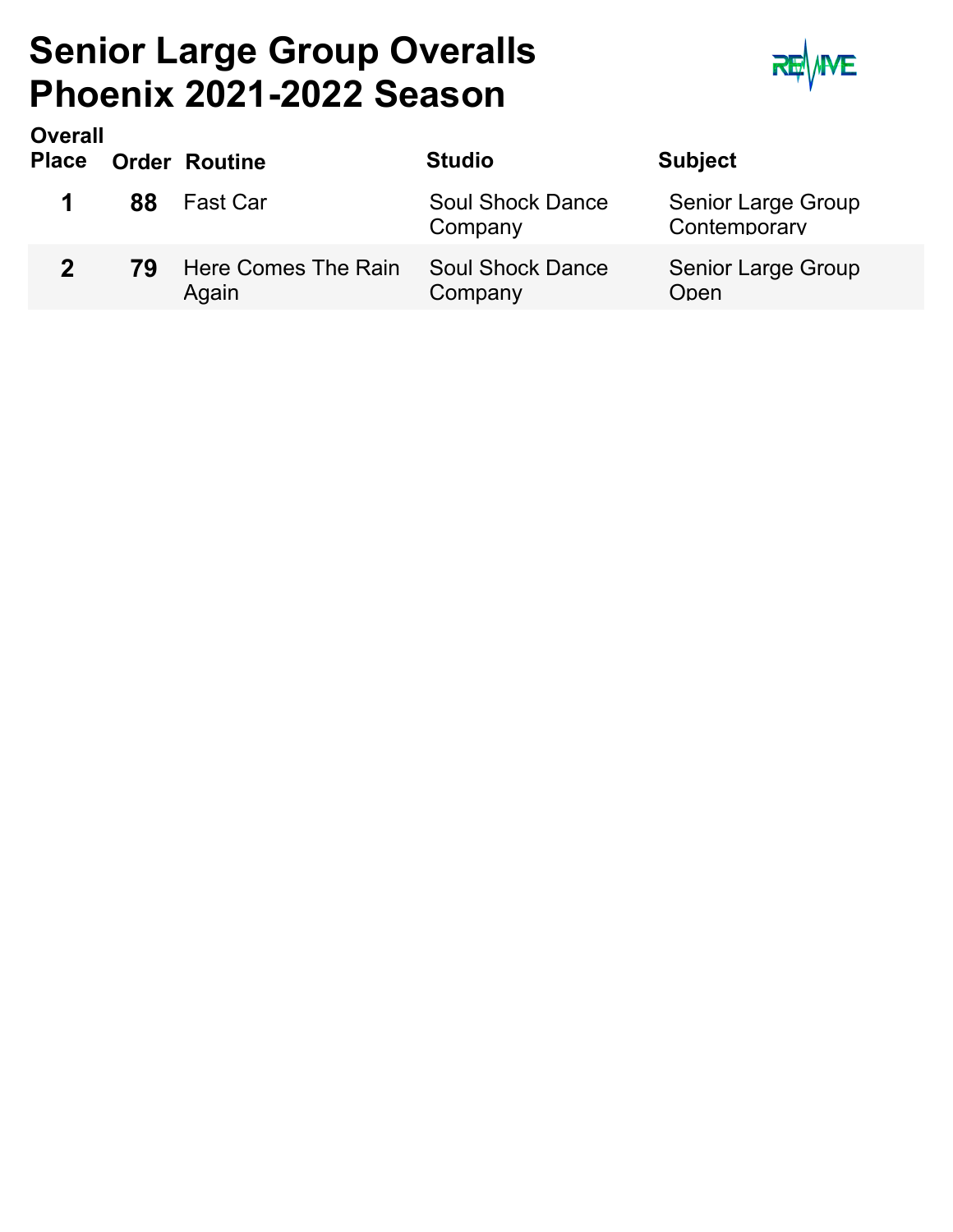# Senior Large Group Overalls
# Phoenix 2021-2022 Season

| Overall Place | Order | Routine | Studio | Subject |
|---|---|---|---|---|
| 1 | 88 | Fast Car | Soul Shock Dance Company | Senior Large Group Contemporary |
| 2 | 79 | Here Comes The Rain Again | Soul Shock Dance Company | Senior Large Group Open |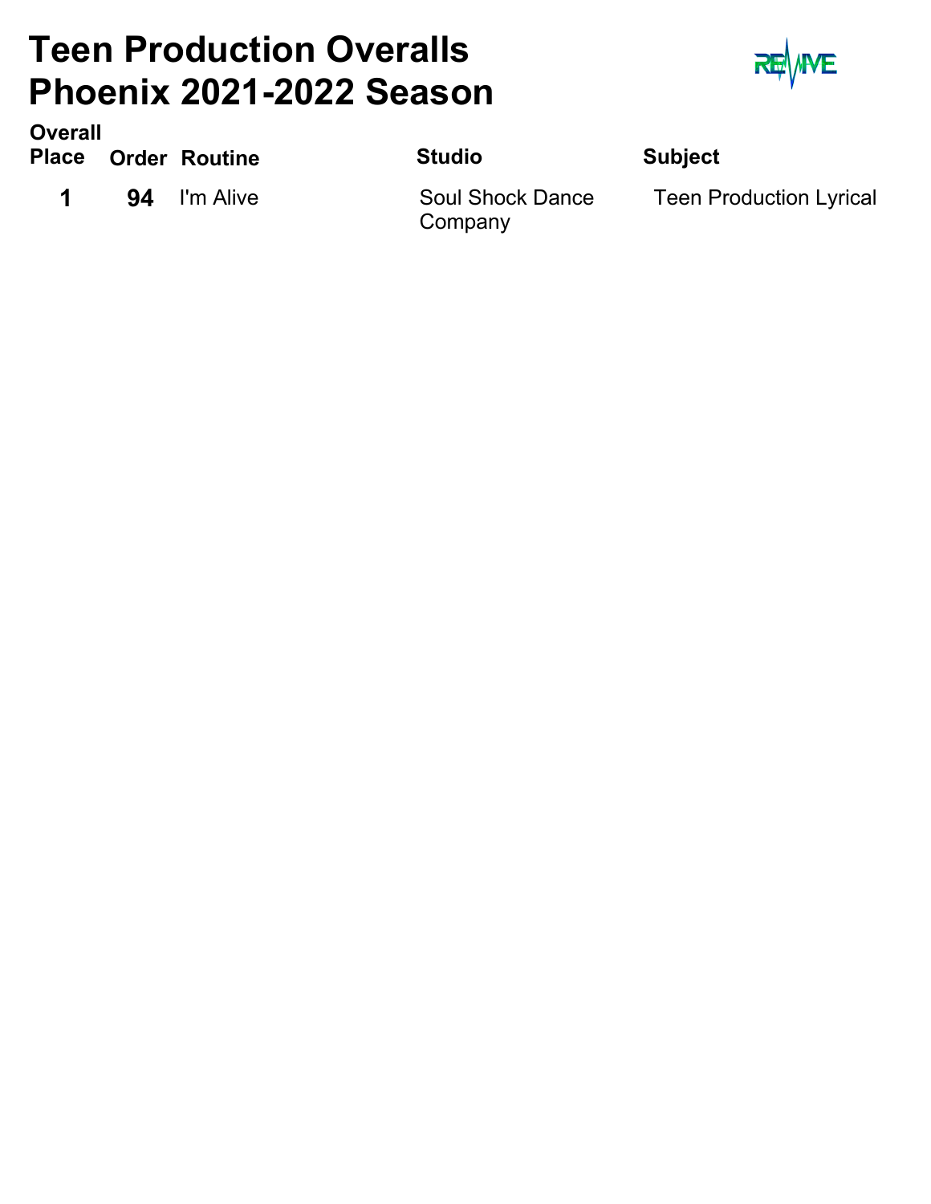# Teen Production Overalls
# Phoenix 2021-2022 Season

| Overall Place | Order | Routine | Studio | Subject |
| --- | --- | --- | --- | --- |
| **1** | **94** | I'm Alive | Soul Shock Dance Company | Teen Production Lyrical |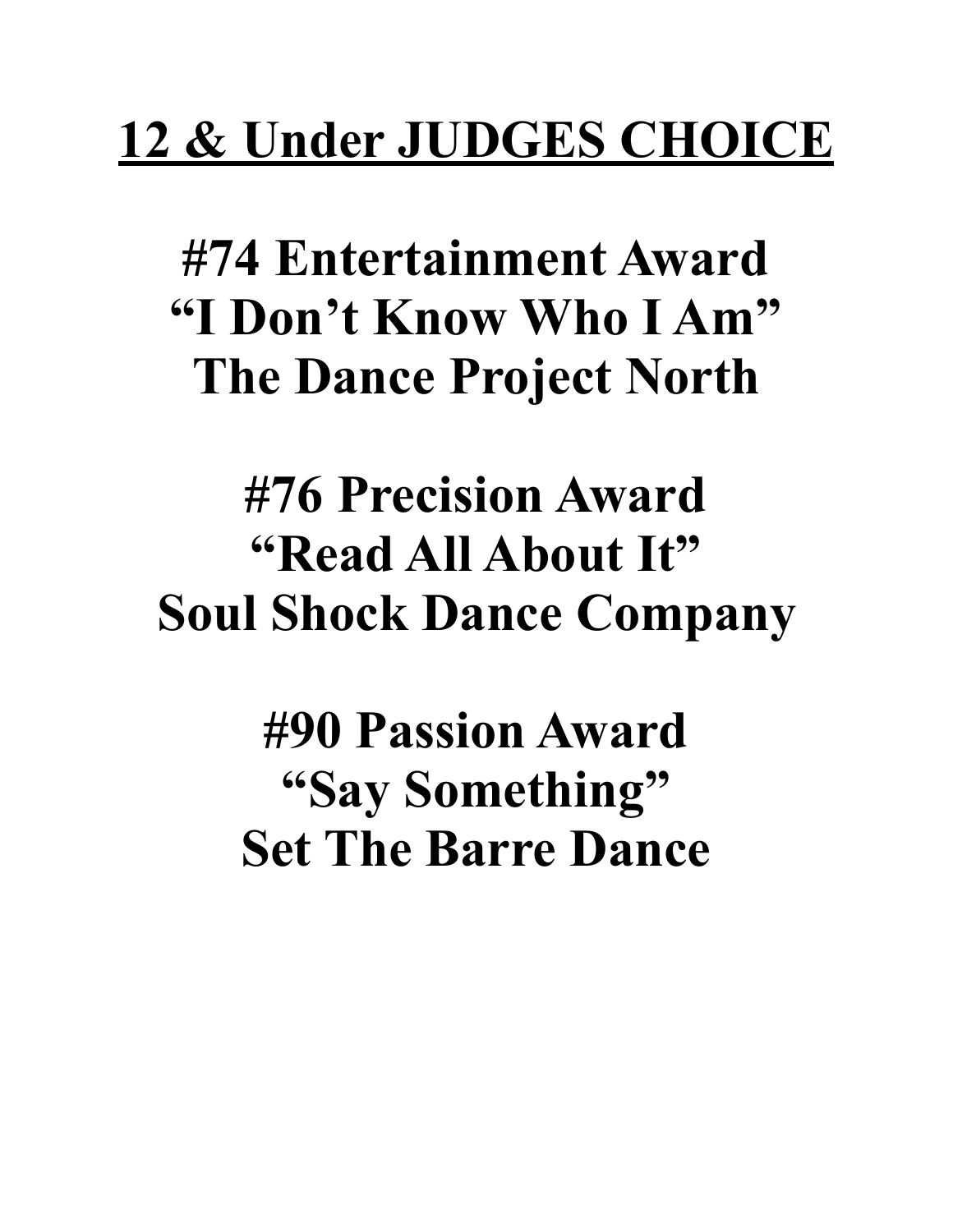# 12 & Under JUDGES CHOICE

**#74 Entertainment Award**
**"I Don't Know Who I Am"**
**The Dance Project North**

**#76 Precision Award**
**"Read All About It"**
**Soul Shock Dance Company**

**#90 Passion Award**
**"Say Something"**
**Set The Barre Dance**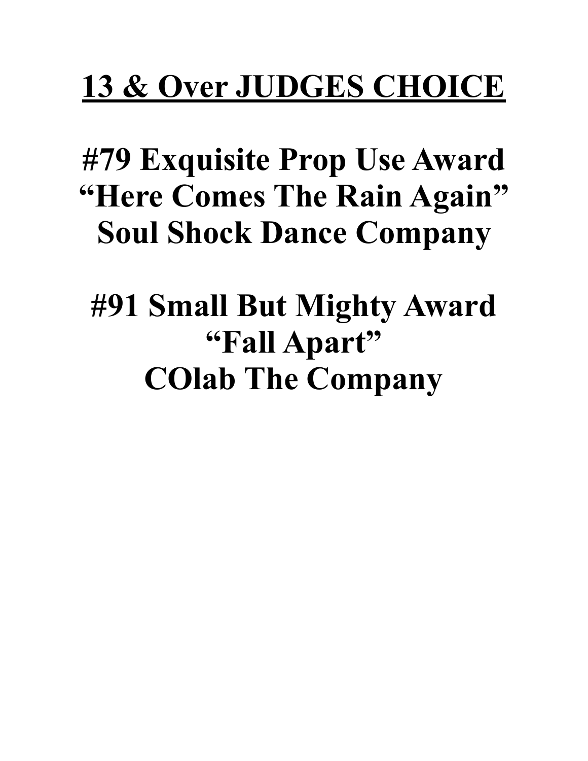# 13 & Over JUDGES CHOICE

**#79 Exquisite Prop Use Award**
**"Here Comes The Rain Again"**
**Soul Shock Dance Company**

**#91 Small But Mighty Award**
**"Fall Apart"**
**COlab The Company**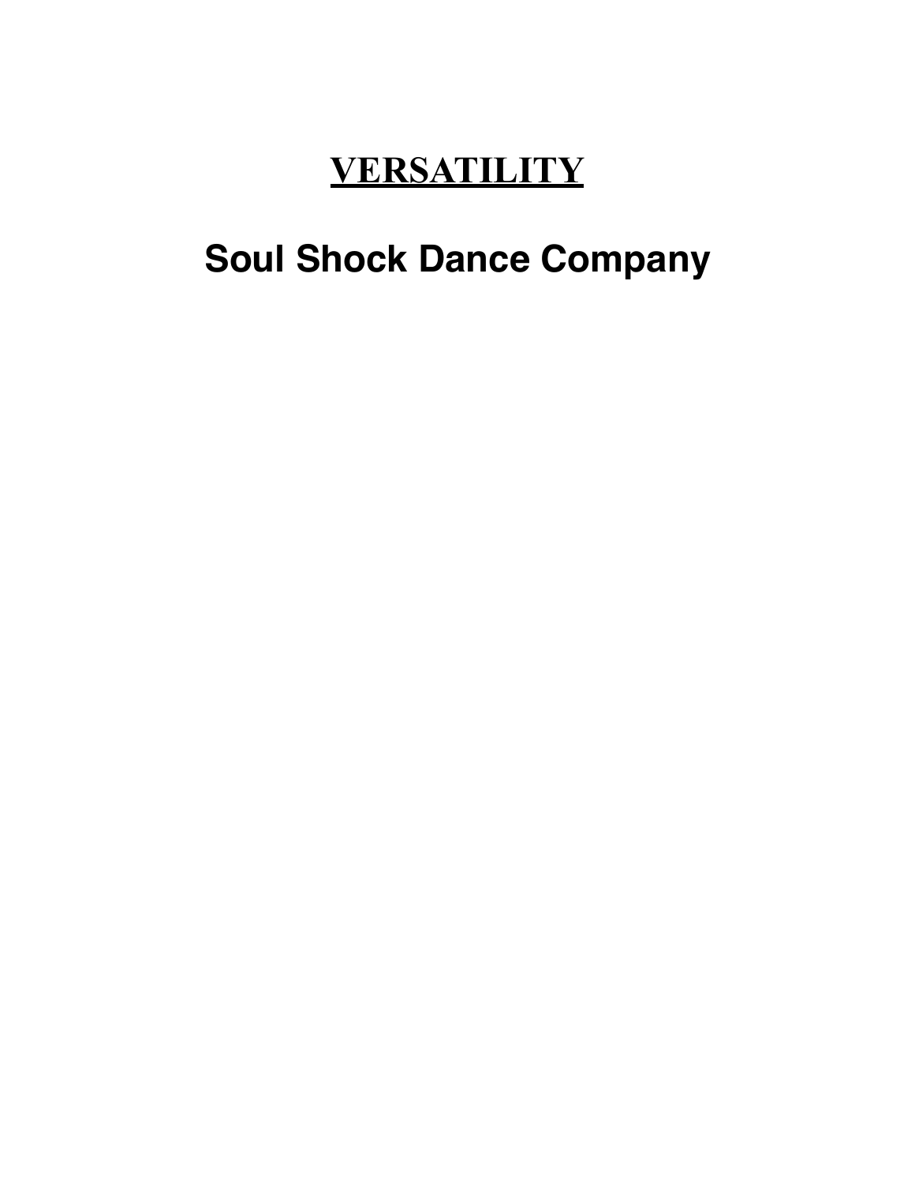# VERSATILITY

## Soul Shock Dance Company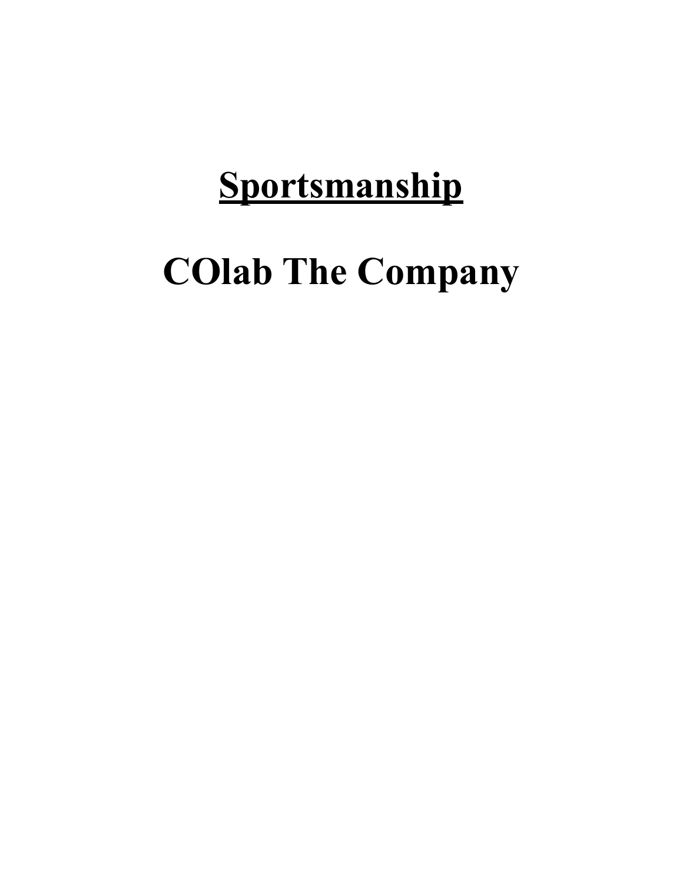# <u>Sportsmanship</u>

# COlab The Company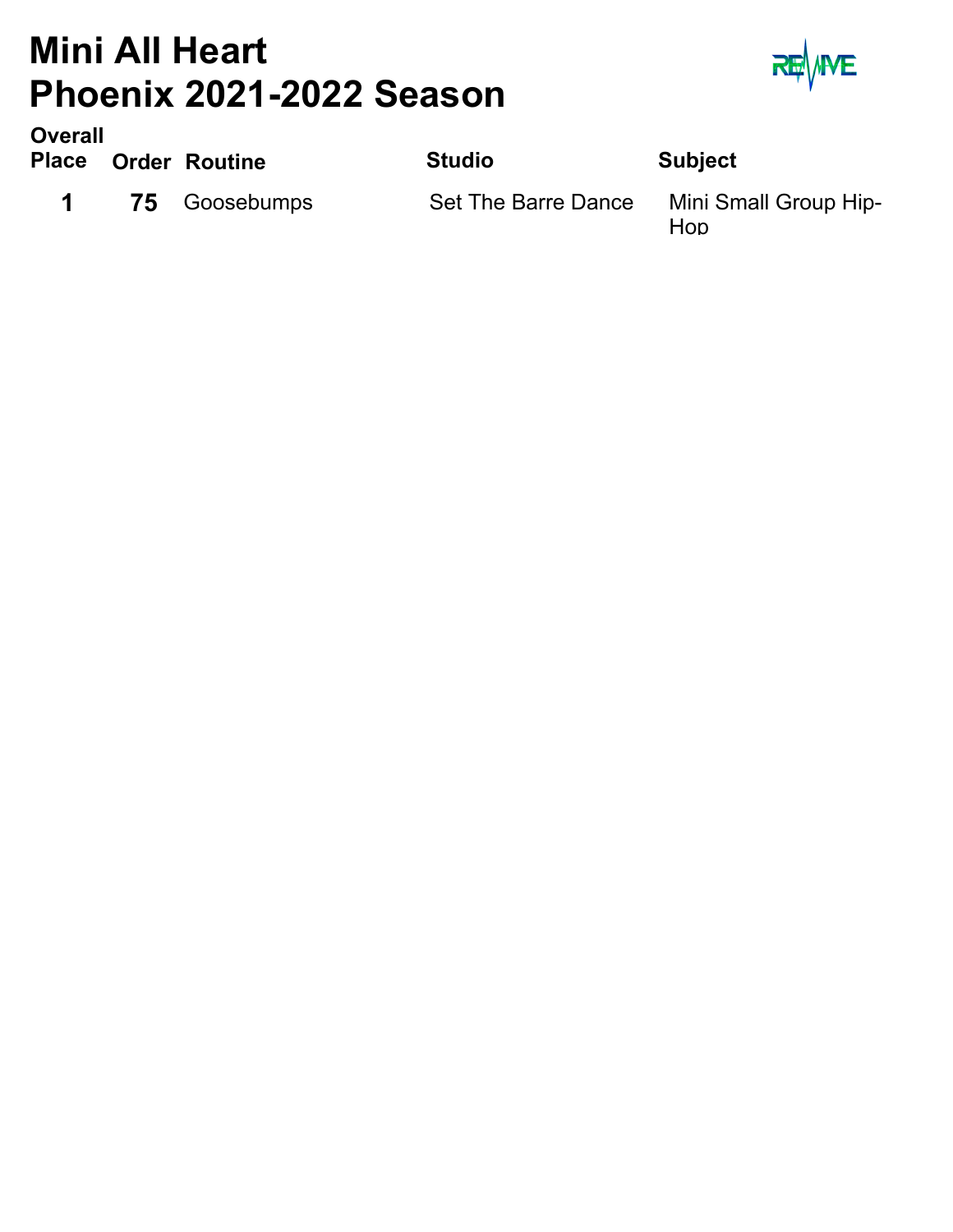# Mini All Heart
# Phoenix 2021-2022 Season

| Overall Place | Order | Routine | Studio | Subject |
|---|---|---|---|---|
| 1 | 75 | Goosebumps | Set The Barre Dance | Mini Small Group Hip-Hop |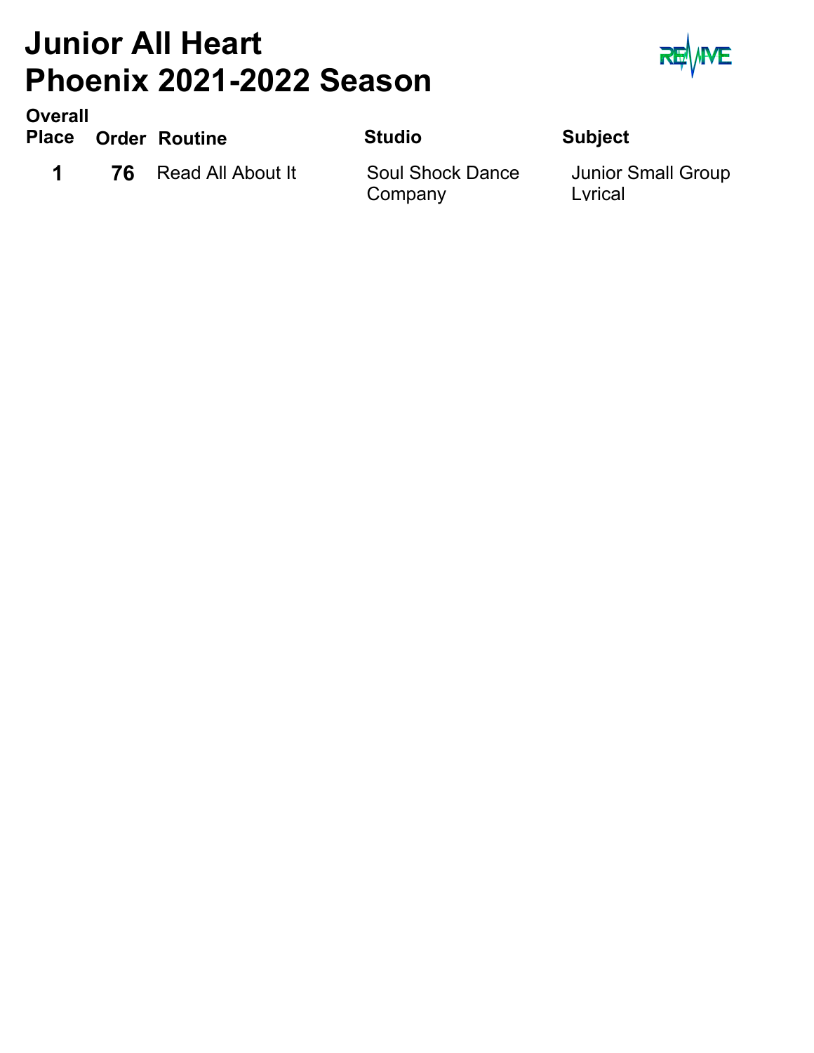# Junior All Heart
# Phoenix 2021-2022 Season

| Overall Place | Order | Routine | Studio | Subject |
|---|---|---|---|---|
| 1 | 76 | Read All About It | Soul Shock Dance Company | Junior Small Group Lyrical |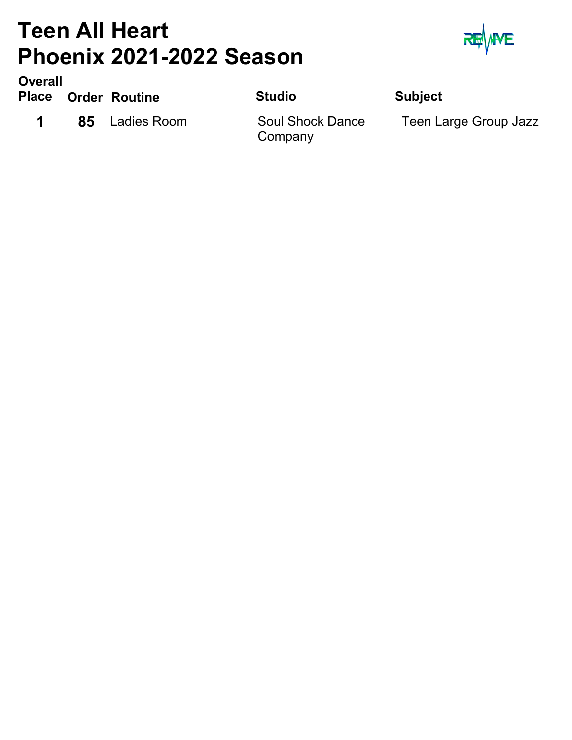# Teen All Heart
# Phoenix 2021-2022 Season

| Overall Place | Order | Routine | Studio | Subject |
|---|---|---|---|---|
| 1 | 85 | Ladies Room | Soul Shock Dance Company | Teen Large Group Jazz |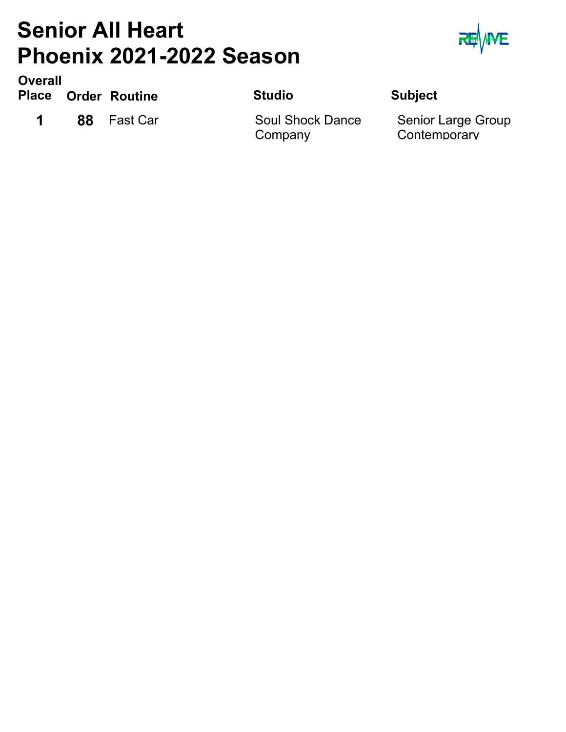# Senior All Heart
# Phoenix 2021-2022 Season

| Overall Place | Order | Routine | Studio | Subject |
|---|---|---|---|---|
| 1 | 88 | Fast Car | Soul Shock Dance Company | Senior Large Group Contemporary |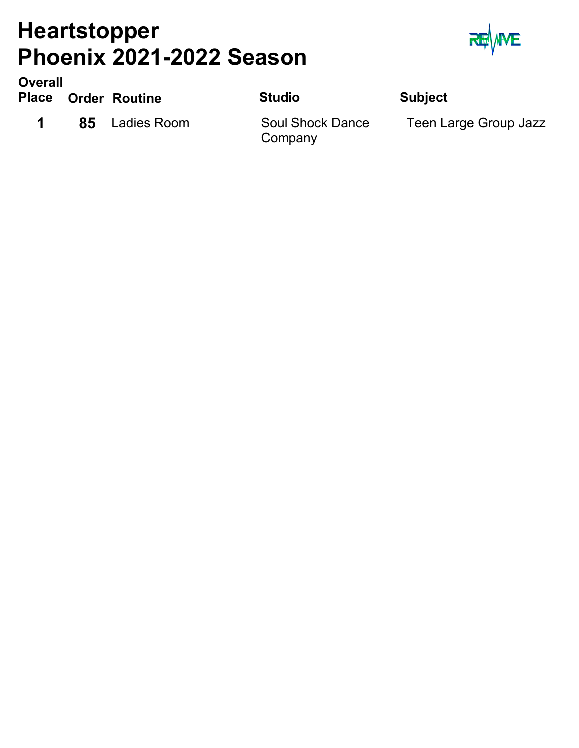# Heartstopper
# Phoenix 2021-2022 Season

| Overall Place | Order | Routine | Studio | Subject |
| --- | --- | --- | --- | --- |
| **1** | **85** | Ladies Room | Soul Shock Dance Company | Teen Large Group Jazz |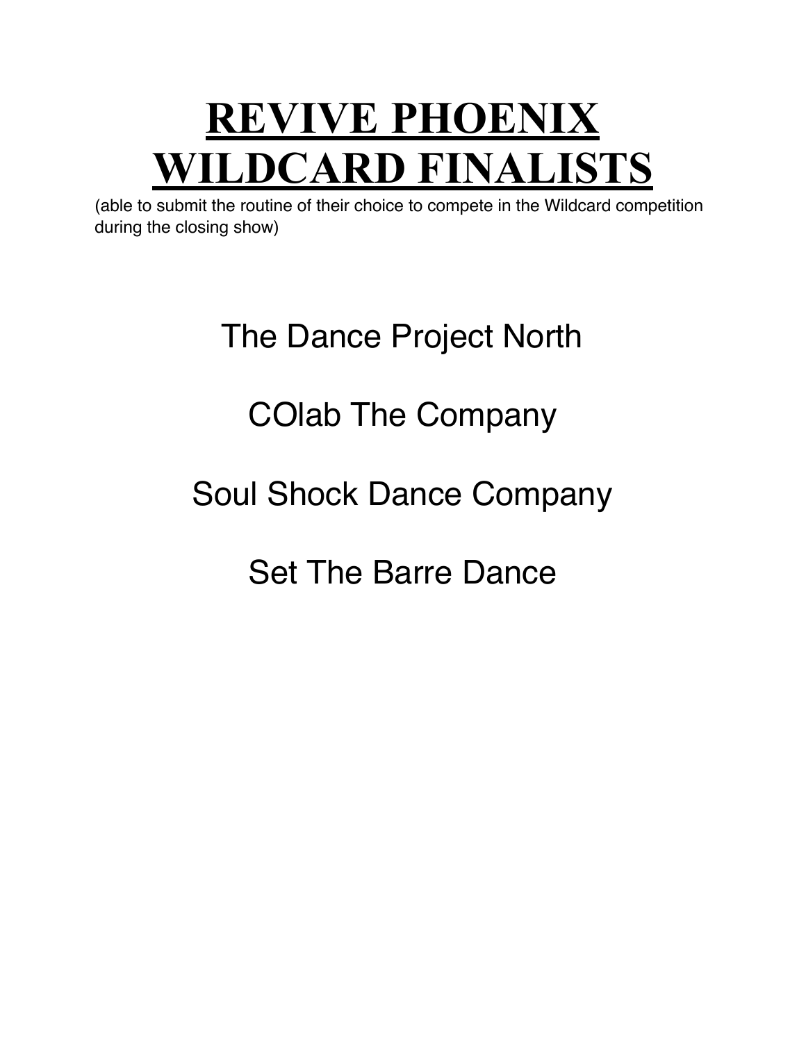# REVIVE PHOENIX WILDCARD FINALISTS

(able to submit the routine of their choice to compete in the Wildcard competition during the closing show)

The Dance Project North

COlab The Company

Soul Shock Dance Company

Set The Barre Dance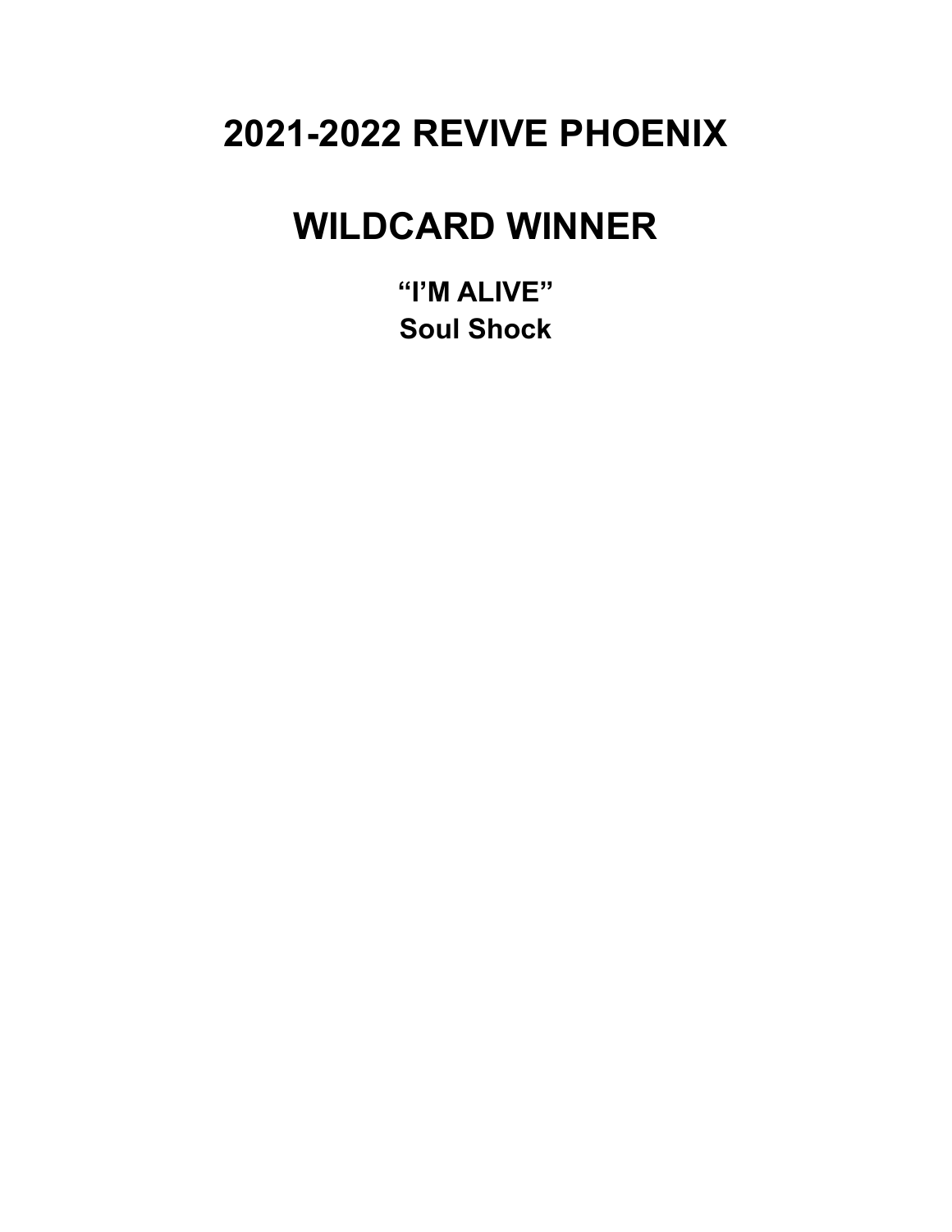# 2021-2022 REVIVE PHOENIX

# WILDCARD WINNER

**“I’M ALIVE”**
**Soul Shock**